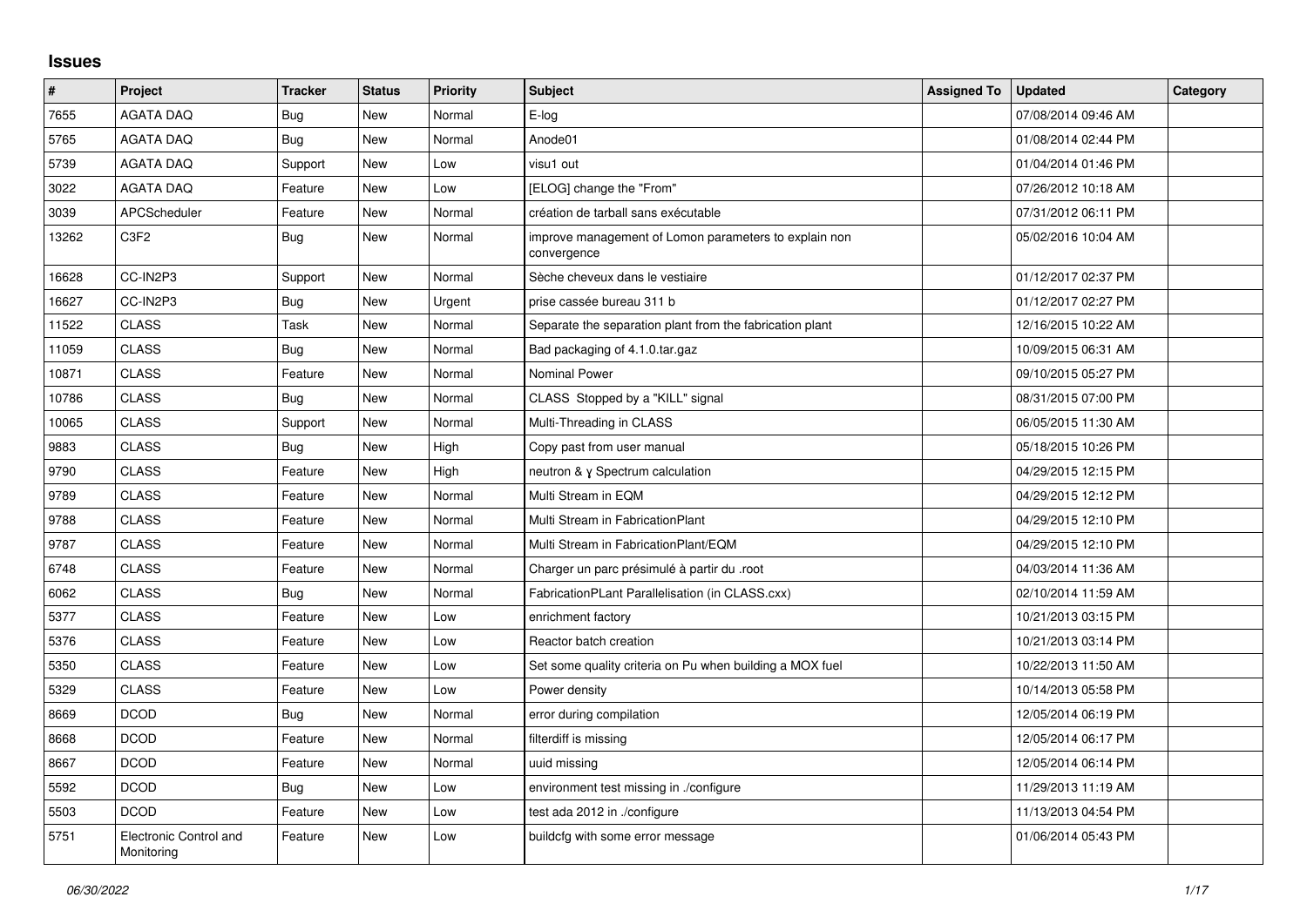# Issues

| # | Project | Tracker | Status | Priority | Subject | Assigned To | Updated | Category |
|---|---|---|---|---|---|---|---|---|
| 7655 | AGATA DAQ | Bug | New | Normal | E-log | | 07/08/2014 09:46 AM | |
| 5765 | AGATA DAQ | Bug | New | Normal | Anode01 | | 01/08/2014 02:44 PM | |
| 5739 | AGATA DAQ | Support | New | Low | visu1 out | | 01/04/2014 01:46 PM | |
| 3022 | AGATA DAQ | Feature | New | Low | [ELOG] change the "From" | | 07/26/2012 10:18 AM | |
| 3039 | APCScheduler | Feature | New | Normal | création de tarball sans exécutable | | 07/31/2012 06:11 PM | |
| 13262 | C3F2 | Bug | New | Normal | improve management of Lomon parameters to explain non convergence | | 05/02/2016 10:04 AM | |
| 16628 | CC-IN2P3 | Support | New | Normal | Sèche cheveux dans le vestiaire | | 01/12/2017 02:37 PM | |
| 16627 | CC-IN2P3 | Bug | New | Urgent | prise cassée bureau 311 b | | 01/12/2017 02:27 PM | |
| 11522 | CLASS | Task | New | Normal | Separate the separation plant from the fabrication plant | | 12/16/2015 10:22 AM | |
| 11059 | CLASS | Bug | New | Normal | Bad packaging of 4.1.0.tar.gaz | | 10/09/2015 06:31 AM | |
| 10871 | CLASS | Feature | New | Normal | Nominal Power | | 09/10/2015 05:27 PM | |
| 10786 | CLASS | Bug | New | Normal | CLASS Stopped by a "KILL" signal | | 08/31/2015 07:00 PM | |
| 10065 | CLASS | Support | New | Normal | Multi-Threading in CLASS | | 06/05/2015 11:30 AM | |
| 9883 | CLASS | Bug | New | High | Copy past from user manual | | 05/18/2015 10:26 PM | |
| 9790 | CLASS | Feature | New | High | neutron & γ Spectrum calculation | | 04/29/2015 12:15 PM | |
| 9789 | CLASS | Feature | New | Normal | Multi Stream in EQM | | 04/29/2015 12:12 PM | |
| 9788 | CLASS | Feature | New | Normal | Multi Stream in FabricationPlant | | 04/29/2015 12:10 PM | |
| 9787 | CLASS | Feature | New | Normal | Multi Stream in FabricationPlant/EQM | | 04/29/2015 12:10 PM | |
| 6748 | CLASS | Feature | New | Normal | Charger un parc présimulé à partir du .root | | 04/03/2014 11:36 AM | |
| 6062 | CLASS | Bug | New | Normal | FabricationPLant Parallelisation (in CLASS.cxx) | | 02/10/2014 11:59 AM | |
| 5377 | CLASS | Feature | New | Low | enrichment factory | | 10/21/2013 03:15 PM | |
| 5376 | CLASS | Feature | New | Low | Reactor batch creation | | 10/21/2013 03:14 PM | |
| 5350 | CLASS | Feature | New | Low | Set some quality criteria on Pu when building a MOX fuel | | 10/22/2013 11:50 AM | |
| 5329 | CLASS | Feature | New | Low | Power density | | 10/14/2013 05:58 PM | |
| 8669 | DCOD | Bug | New | Normal | error during compilation | | 12/05/2014 06:19 PM | |
| 8668 | DCOD | Feature | New | Normal | filterdiff is missing | | 12/05/2014 06:17 PM | |
| 8667 | DCOD | Feature | New | Normal | uuid missing | | 12/05/2014 06:14 PM | |
| 5592 | DCOD | Bug | New | Low | environment test missing in ./configure | | 11/29/2013 11:19 AM | |
| 5503 | DCOD | Feature | New | Low | test ada 2012 in ./configure | | 11/13/2013 04:54 PM | |
| 5751 | Electronic Control and Monitoring | Feature | New | Low | buildcfg with some error message | | 01/06/2014 05:43 PM | |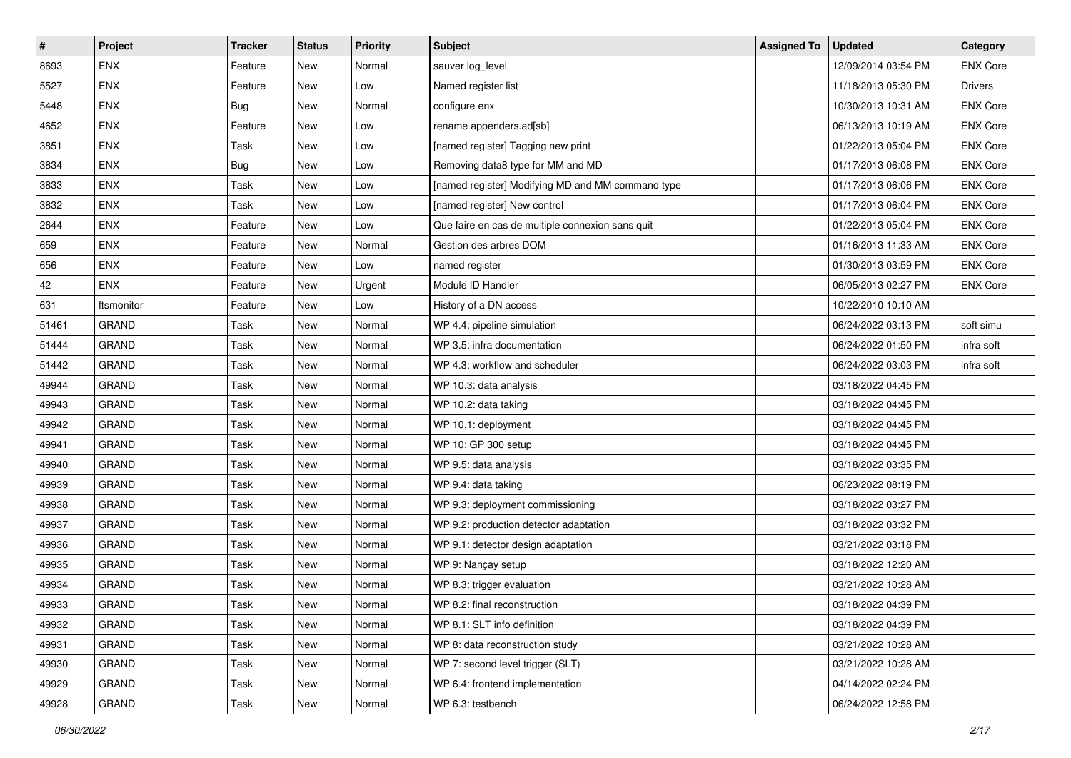| # | Project | Tracker | Status | Priority | Subject | Assigned To | Updated | Category |
|---|---|---|---|---|---|---|---|---|
| 8693 | ENX | Feature | New | Normal | sauver log_level | | 12/09/2014 03:54 PM | ENX Core |
| 5527 | ENX | Feature | New | Low | Named register list | | 11/18/2013 05:30 PM | Drivers |
| 5448 | ENX | Bug | New | Normal | configure enx | | 10/30/2013 10:31 AM | ENX Core |
| 4652 | ENX | Feature | New | Low | rename appenders.ad[sb] | | 06/13/2013 10:19 AM | ENX Core |
| 3851 | ENX | Task | New | Low | [named register] Tagging new print | | 01/22/2013 05:04 PM | ENX Core |
| 3834 | ENX | Bug | New | Low | Removing data8 type for MM and MD | | 01/17/2013 06:08 PM | ENX Core |
| 3833 | ENX | Task | New | Low | [named register] Modifying MD and MM command type | | 01/17/2013 06:06 PM | ENX Core |
| 3832 | ENX | Task | New | Low | [named register] New control | | 01/17/2013 06:04 PM | ENX Core |
| 2644 | ENX | Feature | New | Low | Que faire en cas de multiple connexion sans quit | | 01/22/2013 05:04 PM | ENX Core |
| 659 | ENX | Feature | New | Normal | Gestion des arbres DOM | | 01/16/2013 11:33 AM | ENX Core |
| 656 | ENX | Feature | New | Low | named register | | 01/30/2013 03:59 PM | ENX Core |
| 42 | ENX | Feature | New | Urgent | Module ID Handler | | 06/05/2013 02:27 PM | ENX Core |
| 631 | ftsmonitor | Feature | New | Low | History of a DN access | | 10/22/2010 10:10 AM | |
| 51461 | GRAND | Task | New | Normal | WP 4.4: pipeline simulation | | 06/24/2022 03:13 PM | soft simu |
| 51444 | GRAND | Task | New | Normal | WP 3.5: infra documentation | | 06/24/2022 01:50 PM | infra soft |
| 51442 | GRAND | Task | New | Normal | WP 4.3: workflow and scheduler | | 06/24/2022 03:03 PM | infra soft |
| 49944 | GRAND | Task | New | Normal | WP 10.3: data analysis | | 03/18/2022 04:45 PM | |
| 49943 | GRAND | Task | New | Normal | WP 10.2: data taking | | 03/18/2022 04:45 PM | |
| 49942 | GRAND | Task | New | Normal | WP 10.1: deployment | | 03/18/2022 04:45 PM | |
| 49941 | GRAND | Task | New | Normal | WP 10: GP 300 setup | | 03/18/2022 04:45 PM | |
| 49940 | GRAND | Task | New | Normal | WP 9.5: data analysis | | 03/18/2022 03:35 PM | |
| 49939 | GRAND | Task | New | Normal | WP 9.4: data taking | | 06/23/2022 08:19 PM | |
| 49938 | GRAND | Task | New | Normal | WP 9.3: deployment commissioning | | 03/18/2022 03:27 PM | |
| 49937 | GRAND | Task | New | Normal | WP 9.2: production detector adaptation | | 03/18/2022 03:32 PM | |
| 49936 | GRAND | Task | New | Normal | WP 9.1: detector design adaptation | | 03/21/2022 03:18 PM | |
| 49935 | GRAND | Task | New | Normal | WP 9: Nançay setup | | 03/18/2022 12:20 AM | |
| 49934 | GRAND | Task | New | Normal | WP 8.3: trigger evaluation | | 03/21/2022 10:28 AM | |
| 49933 | GRAND | Task | New | Normal | WP 8.2: final reconstruction | | 03/18/2022 04:39 PM | |
| 49932 | GRAND | Task | New | Normal | WP 8.1: SLT info definition | | 03/18/2022 04:39 PM | |
| 49931 | GRAND | Task | New | Normal | WP 8: data reconstruction study | | 03/21/2022 10:28 AM | |
| 49930 | GRAND | Task | New | Normal | WP 7: second level trigger (SLT) | | 03/21/2022 10:28 AM | |
| 49929 | GRAND | Task | New | Normal | WP 6.4: frontend implementation | | 04/14/2022 02:24 PM | |
| 49928 | GRAND | Task | New | Normal | WP 6.3: testbench | | 06/24/2022 12:58 PM | |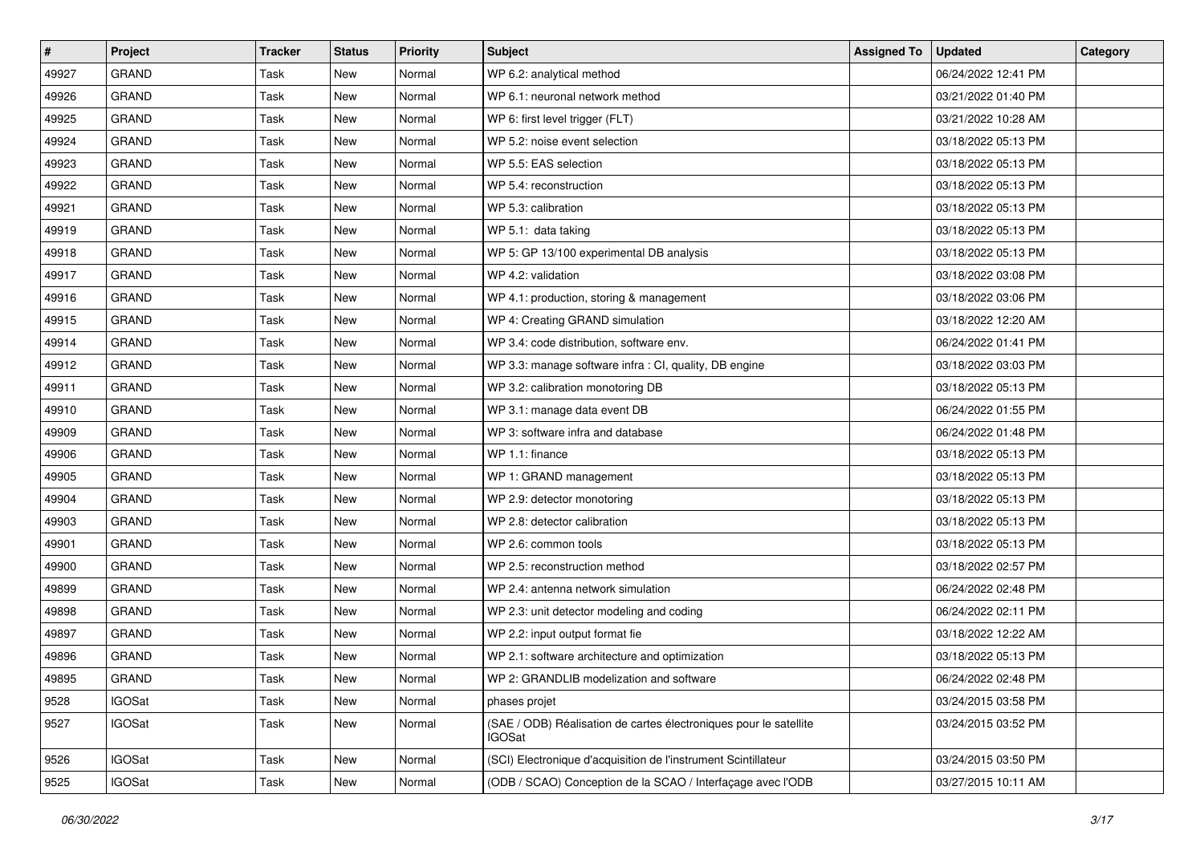| # | Project | Tracker | Status | Priority | Subject | Assigned To | Updated | Category |
|---|---|---|---|---|---|---|---|---|
| 49927 | GRAND | Task | New | Normal | WP 6.2: analytical method | | 06/24/2022 12:41 PM | |
| 49926 | GRAND | Task | New | Normal | WP 6.1: neuronal network method | | 03/21/2022 01:40 PM | |
| 49925 | GRAND | Task | New | Normal | WP 6: first level trigger (FLT) | | 03/21/2022 10:28 AM | |
| 49924 | GRAND | Task | New | Normal | WP 5.2: noise event selection | | 03/18/2022 05:13 PM | |
| 49923 | GRAND | Task | New | Normal | WP 5.5: EAS selection | | 03/18/2022 05:13 PM | |
| 49922 | GRAND | Task | New | Normal | WP 5.4: reconstruction | | 03/18/2022 05:13 PM | |
| 49921 | GRAND | Task | New | Normal | WP 5.3: calibration | | 03/18/2022 05:13 PM | |
| 49919 | GRAND | Task | New | Normal | WP 5.1: data taking | | 03/18/2022 05:13 PM | |
| 49918 | GRAND | Task | New | Normal | WP 5: GP 13/100 experimental DB analysis | | 03/18/2022 05:13 PM | |
| 49917 | GRAND | Task | New | Normal | WP 4.2: validation | | 03/18/2022 03:08 PM | |
| 49916 | GRAND | Task | New | Normal | WP 4.1: production, storing & management | | 03/18/2022 03:06 PM | |
| 49915 | GRAND | Task | New | Normal | WP 4: Creating GRAND simulation | | 03/18/2022 12:20 AM | |
| 49914 | GRAND | Task | New | Normal | WP 3.4: code distribution, software env. | | 06/24/2022 01:41 PM | |
| 49912 | GRAND | Task | New | Normal | WP 3.3: manage software infra : CI, quality, DB engine | | 03/18/2022 03:03 PM | |
| 49911 | GRAND | Task | New | Normal | WP 3.2: calibration monotoring DB | | 03/18/2022 05:13 PM | |
| 49910 | GRAND | Task | New | Normal | WP 3.1: manage data event DB | | 06/24/2022 01:55 PM | |
| 49909 | GRAND | Task | New | Normal | WP 3: software infra and database | | 06/24/2022 01:48 PM | |
| 49906 | GRAND | Task | New | Normal | WP 1.1: finance | | 03/18/2022 05:13 PM | |
| 49905 | GRAND | Task | New | Normal | WP 1: GRAND management | | 03/18/2022 05:13 PM | |
| 49904 | GRAND | Task | New | Normal | WP 2.9: detector monotoring | | 03/18/2022 05:13 PM | |
| 49903 | GRAND | Task | New | Normal | WP 2.8: detector calibration | | 03/18/2022 05:13 PM | |
| 49901 | GRAND | Task | New | Normal | WP 2.6: common tools | | 03/18/2022 05:13 PM | |
| 49900 | GRAND | Task | New | Normal | WP 2.5: reconstruction method | | 03/18/2022 02:57 PM | |
| 49899 | GRAND | Task | New | Normal | WP 2.4: antenna network simulation | | 06/24/2022 02:48 PM | |
| 49898 | GRAND | Task | New | Normal | WP 2.3: unit detector modeling and coding | | 06/24/2022 02:11 PM | |
| 49897 | GRAND | Task | New | Normal | WP 2.2: input output format fie | | 03/18/2022 12:22 AM | |
| 49896 | GRAND | Task | New | Normal | WP 2.1: software architecture and optimization | | 03/18/2022 05:13 PM | |
| 49895 | GRAND | Task | New | Normal | WP 2: GRANDLIB modelization and software | | 06/24/2022 02:48 PM | |
| 9528 | IGOSat | Task | New | Normal | phases projet | | 03/24/2015 03:58 PM | |
| 9527 | IGOSat | Task | New | Normal | (SAE / ODB) Réalisation de cartes électroniques pour le satellite IGOSat | | 03/24/2015 03:52 PM | |
| 9526 | IGOSat | Task | New | Normal | (SCI) Electronique d'acquisition de l'instrument Scintillateur | | 03/24/2015 03:50 PM | |
| 9525 | IGOSat | Task | New | Normal | (ODB / SCAO) Conception de la SCAO / Interfaçage avec l'ODB | | 03/27/2015 10:11 AM | |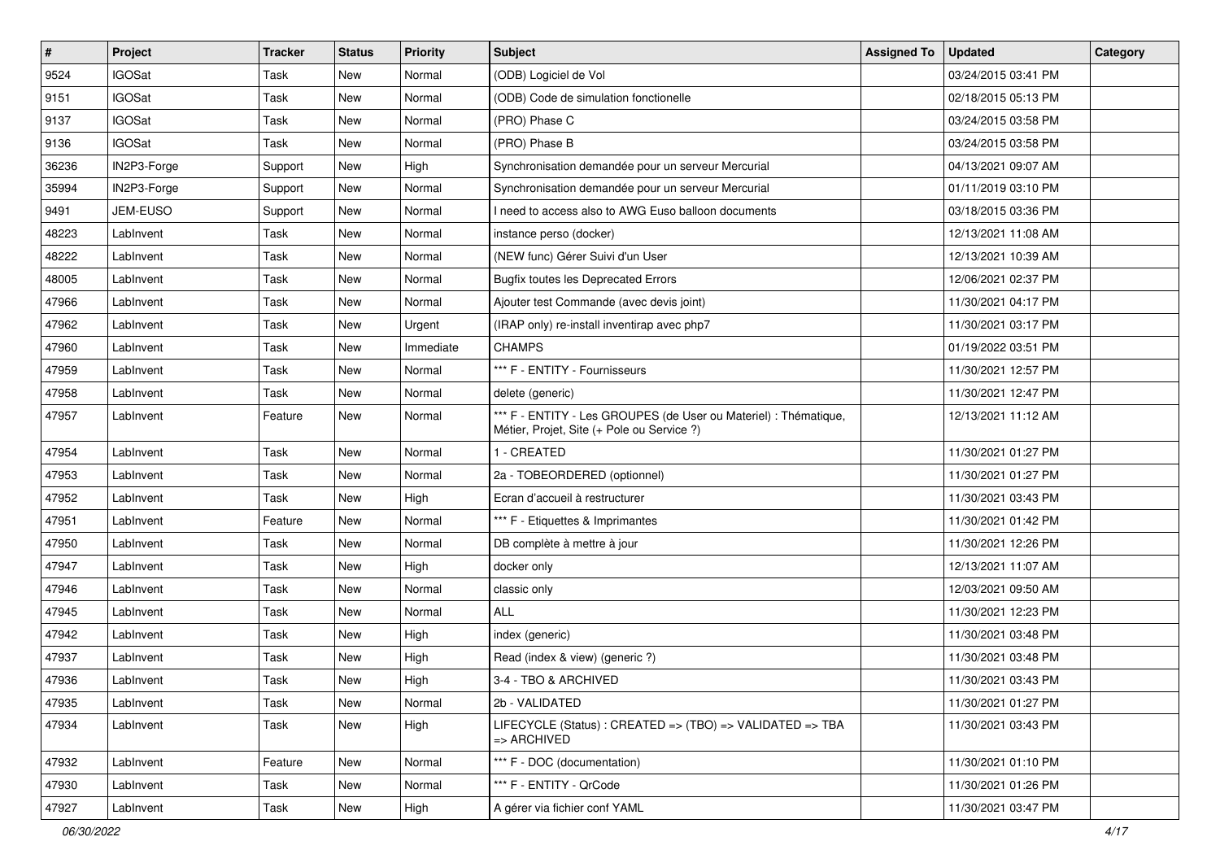| # | Project | Tracker | Status | Priority | Subject | Assigned To | Updated | Category |
|---|---|---|---|---|---|---|---|---|
| 9524 | IGOSat | Task | New | Normal | (ODB) Logiciel de Vol | | 03/24/2015 03:41 PM | |
| 9151 | IGOSat | Task | New | Normal | (ODB) Code de simulation fonctionelle | | 02/18/2015 05:13 PM | |
| 9137 | IGOSat | Task | New | Normal | (PRO) Phase C | | 03/24/2015 03:58 PM | |
| 9136 | IGOSat | Task | New | Normal | (PRO) Phase B | | 03/24/2015 03:58 PM | |
| 36236 | IN2P3-Forge | Support | New | High | Synchronisation demandée pour un serveur Mercurial | | 04/13/2021 09:07 AM | |
| 35994 | IN2P3-Forge | Support | New | Normal | Synchronisation demandée pour un serveur Mercurial | | 01/11/2019 03:10 PM | |
| 9491 | JEM-EUSO | Support | New | Normal | I need to access also to AWG Euso balloon documents | | 03/18/2015 03:36 PM | |
| 48223 | LabInvent | Task | New | Normal | instance perso (docker) | | 12/13/2021 11:08 AM | |
| 48222 | LabInvent | Task | New | Normal | (NEW func) Gérer Suivi d'un User | | 12/13/2021 10:39 AM | |
| 48005 | LabInvent | Task | New | Normal | Bugfix toutes les Deprecated Errors | | 12/06/2021 02:37 PM | |
| 47966 | LabInvent | Task | New | Normal | Ajouter test Commande (avec devis joint) | | 11/30/2021 04:17 PM | |
| 47962 | LabInvent | Task | New | Urgent | (IRAP only) re-install inventirap avec php7 | | 11/30/2021 03:17 PM | |
| 47960 | LabInvent | Task | New | Immediate | CHAMPS | | 01/19/2022 03:51 PM | |
| 47959 | LabInvent | Task | New | Normal | *** F - ENTITY - Fournisseurs | | 11/30/2021 12:57 PM | |
| 47958 | LabInvent | Task | New | Normal | delete (generic) | | 11/30/2021 12:47 PM | |
| 47957 | LabInvent | Feature | New | Normal | *** F - ENTITY - Les GROUPES (de User ou Materiel) : Thématique, Métier, Projet, Site (+ Pole ou Service ?) | | 12/13/2021 11:12 AM | |
| 47954 | LabInvent | Task | New | Normal | 1 - CREATED | | 11/30/2021 01:27 PM | |
| 47953 | LabInvent | Task | New | Normal | 2a - TOBEORDERED (optionnel) | | 11/30/2021 01:27 PM | |
| 47952 | LabInvent | Task | New | High | Ecran d'accueil à restructurer | | 11/30/2021 03:43 PM | |
| 47951 | LabInvent | Feature | New | Normal | *** F - Etiquettes & Imprimantes | | 11/30/2021 01:42 PM | |
| 47950 | LabInvent | Task | New | Normal | DB complète à mettre à jour | | 11/30/2021 12:26 PM | |
| 47947 | LabInvent | Task | New | High | docker only | | 12/13/2021 11:07 AM | |
| 47946 | LabInvent | Task | New | Normal | classic only | | 12/03/2021 09:50 AM | |
| 47945 | LabInvent | Task | New | Normal | ALL | | 11/30/2021 12:23 PM | |
| 47942 | LabInvent | Task | New | High | index (generic) | | 11/30/2021 03:48 PM | |
| 47937 | LabInvent | Task | New | High | Read (index & view) (generic ?) | | 11/30/2021 03:48 PM | |
| 47936 | LabInvent | Task | New | High | 3-4 - TBO & ARCHIVED | | 11/30/2021 03:43 PM | |
| 47935 | LabInvent | Task | New | Normal | 2b - VALIDATED | | 11/30/2021 01:27 PM | |
| 47934 | LabInvent | Task | New | High | LIFECYCLE (Status) : CREATED => (TBO) => VALIDATED => TBA => ARCHIVED | | 11/30/2021 03:43 PM | |
| 47932 | LabInvent | Feature | New | Normal | *** F - DOC (documentation) | | 11/30/2021 01:10 PM | |
| 47930 | LabInvent | Task | New | Normal | *** F - ENTITY - QrCode | | 11/30/2021 01:26 PM | |
| 47927 | LabInvent | Task | New | High | A gérer via fichier conf YAML | | 11/30/2021 03:47 PM | |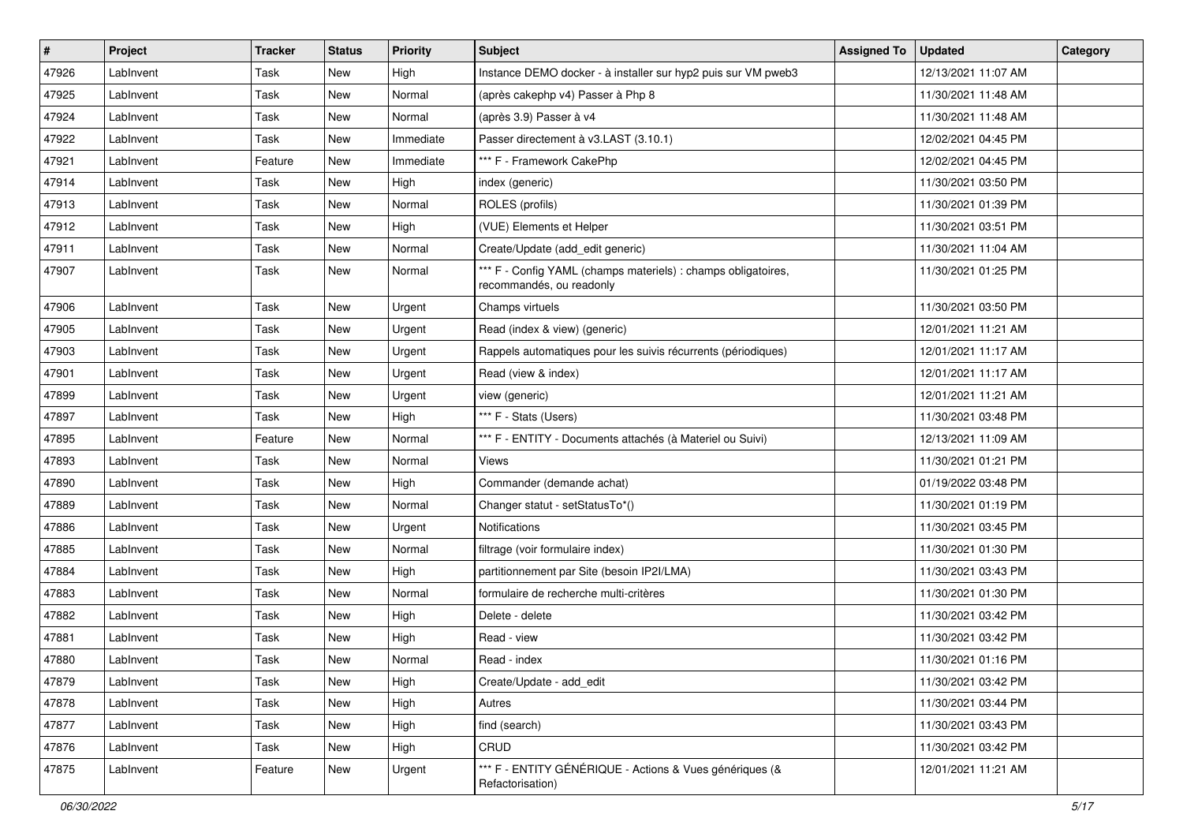| # | Project | Tracker | Status | Priority | Subject | Assigned To | Updated | Category |
|---|---|---|---|---|---|---|---|---|
| 47926 | LabInvent | Task | New | High | Instance DEMO docker - à installer sur hyp2 puis sur VM pweb3 | | 12/13/2021 11:07 AM | |
| 47925 | LabInvent | Task | New | Normal | (après cakephp v4) Passer à Php 8 | | 11/30/2021 11:48 AM | |
| 47924 | LabInvent | Task | New | Normal | (après 3.9) Passer à v4 | | 11/30/2021 11:48 AM | |
| 47922 | LabInvent | Task | New | Immediate | Passer directement à v3.LAST (3.10.1) | | 12/02/2021 04:45 PM | |
| 47921 | LabInvent | Feature | New | Immediate | *** F - Framework CakePhp | | 12/02/2021 04:45 PM | |
| 47914 | LabInvent | Task | New | High | index (generic) | | 11/30/2021 03:50 PM | |
| 47913 | LabInvent | Task | New | Normal | ROLES (profils) | | 11/30/2021 01:39 PM | |
| 47912 | LabInvent | Task | New | High | (VUE) Elements et Helper | | 11/30/2021 03:51 PM | |
| 47911 | LabInvent | Task | New | Normal | Create/Update (add_edit generic) | | 11/30/2021 11:04 AM | |
| 47907 | LabInvent | Task | New | Normal | *** F - Config YAML (champs materiels) : champs obligatoires, recommandés, ou readonly | | 11/30/2021 01:25 PM | |
| 47906 | LabInvent | Task | New | Urgent | Champs virtuels | | 11/30/2021 03:50 PM | |
| 47905 | LabInvent | Task | New | Urgent | Read (index & view) (generic) | | 12/01/2021 11:21 AM | |
| 47903 | LabInvent | Task | New | Urgent | Rappels automatiques pour les suivis récurrents (périodiques) | | 12/01/2021 11:17 AM | |
| 47901 | LabInvent | Task | New | Urgent | Read (view & index) | | 12/01/2021 11:17 AM | |
| 47899 | LabInvent | Task | New | Urgent | view (generic) | | 12/01/2021 11:21 AM | |
| 47897 | LabInvent | Task | New | High | *** F - Stats (Users) | | 11/30/2021 03:48 PM | |
| 47895 | LabInvent | Feature | New | Normal | *** F - ENTITY - Documents attachés (à Materiel ou Suivi) | | 12/13/2021 11:09 AM | |
| 47893 | LabInvent | Task | New | Normal | Views | | 11/30/2021 01:21 PM | |
| 47890 | LabInvent | Task | New | High | Commander (demande achat) | | 01/19/2022 03:48 PM | |
| 47889 | LabInvent | Task | New | Normal | Changer statut - setStatusTo*() | | 11/30/2021 01:19 PM | |
| 47886 | LabInvent | Task | New | Urgent | Notifications | | 11/30/2021 03:45 PM | |
| 47885 | LabInvent | Task | New | Normal | filtrage (voir formulaire index) | | 11/30/2021 01:30 PM | |
| 47884 | LabInvent | Task | New | High | partitionnement par Site (besoin IP2I/LMA) | | 11/30/2021 03:43 PM | |
| 47883 | LabInvent | Task | New | Normal | formulaire de recherche multi-critères | | 11/30/2021 01:30 PM | |
| 47882 | LabInvent | Task | New | High | Delete - delete | | 11/30/2021 03:42 PM | |
| 47881 | LabInvent | Task | New | High | Read - view | | 11/30/2021 03:42 PM | |
| 47880 | LabInvent | Task | New | Normal | Read - index | | 11/30/2021 01:16 PM | |
| 47879 | LabInvent | Task | New | High | Create/Update - add_edit | | 11/30/2021 03:42 PM | |
| 47878 | LabInvent | Task | New | High | Autres | | 11/30/2021 03:44 PM | |
| 47877 | LabInvent | Task | New | High | find (search) | | 11/30/2021 03:43 PM | |
| 47876 | LabInvent | Task | New | High | CRUD | | 11/30/2021 03:42 PM | |
| 47875 | LabInvent | Feature | New | Urgent | *** F - ENTITY GÉNÉRIQUE - Actions & Vues génériques (& Refactorisation) | | 12/01/2021 11:21 AM | |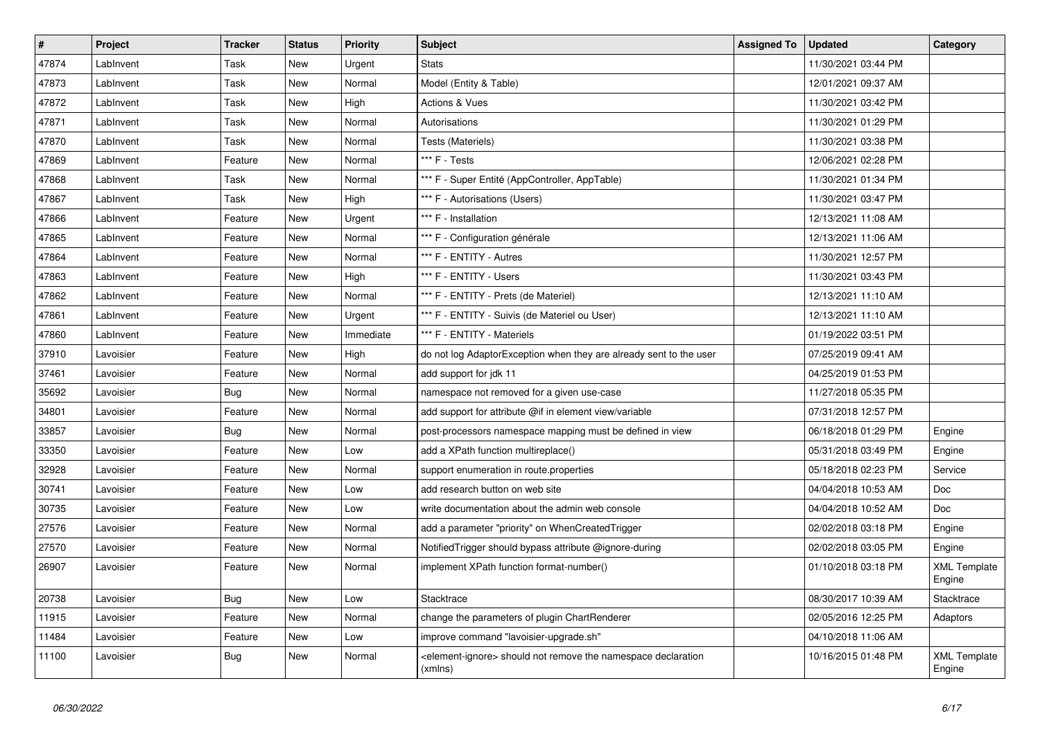| # | Project | Tracker | Status | Priority | Subject | Assigned To | Updated | Category |
|---|---|---|---|---|---|---|---|---|
| 47874 | LabInvent | Task | New | Urgent | Stats | | 11/30/2021 03:44 PM | |
| 47873 | LabInvent | Task | New | Normal | Model (Entity & Table) | | 12/01/2021 09:37 AM | |
| 47872 | LabInvent | Task | New | High | Actions & Vues | | 11/30/2021 03:42 PM | |
| 47871 | LabInvent | Task | New | Normal | Autorisations | | 11/30/2021 01:29 PM | |
| 47870 | LabInvent | Task | New | Normal | Tests (Materiels) | | 11/30/2021 03:38 PM | |
| 47869 | LabInvent | Feature | New | Normal | *** F - Tests | | 12/06/2021 02:28 PM | |
| 47868 | LabInvent | Task | New | Normal | *** F - Super Entité (AppController, AppTable) | | 11/30/2021 01:34 PM | |
| 47867 | LabInvent | Task | New | High | *** F - Autorisations (Users) | | 11/30/2021 03:47 PM | |
| 47866 | LabInvent | Feature | New | Urgent | *** F - Installation | | 12/13/2021 11:08 AM | |
| 47865 | LabInvent | Feature | New | Normal | *** F - Configuration générale | | 12/13/2021 11:06 AM | |
| 47864 | LabInvent | Feature | New | Normal | *** F - ENTITY - Autres | | 11/30/2021 12:57 PM | |
| 47863 | LabInvent | Feature | New | High | *** F - ENTITY - Users | | 11/30/2021 03:43 PM | |
| 47862 | LabInvent | Feature | New | Normal | *** F - ENTITY - Prets (de Materiel) | | 12/13/2021 11:10 AM | |
| 47861 | LabInvent | Feature | New | Urgent | *** F - ENTITY - Suivis (de Materiel ou User) | | 12/13/2021 11:10 AM | |
| 47860 | LabInvent | Feature | New | Immediate | *** F - ENTITY - Materiels | | 01/19/2022 03:51 PM | |
| 37910 | Lavoisier | Feature | New | High | do not log AdaptorException when they are already sent to the user | | 07/25/2019 09:41 AM | |
| 37461 | Lavoisier | Feature | New | Normal | add support for jdk 11 | | 04/25/2019 01:53 PM | |
| 35692 | Lavoisier | Bug | New | Normal | namespace not removed for a given use-case | | 11/27/2018 05:35 PM | |
| 34801 | Lavoisier | Feature | New | Normal | add support for attribute @if in element view/variable | | 07/31/2018 12:57 PM | |
| 33857 | Lavoisier | Bug | New | Normal | post-processors namespace mapping must be defined in view | | 06/18/2018 01:29 PM | Engine |
| 33350 | Lavoisier | Feature | New | Low | add a XPath function multireplace() | | 05/31/2018 03:49 PM | Engine |
| 32928 | Lavoisier | Feature | New | Normal | support enumeration in route.properties | | 05/18/2018 02:23 PM | Service |
| 30741 | Lavoisier | Feature | New | Low | add research button on web site | | 04/04/2018 10:53 AM | Doc |
| 30735 | Lavoisier | Feature | New | Low | write documentation about the admin web console | | 04/04/2018 10:52 AM | Doc |
| 27576 | Lavoisier | Feature | New | Normal | add a parameter "priority" on WhenCreatedTrigger | | 02/02/2018 03:18 PM | Engine |
| 27570 | Lavoisier | Feature | New | Normal | NotifiedTrigger should bypass attribute @ignore-during | | 02/02/2018 03:05 PM | Engine |
| 26907 | Lavoisier | Feature | New | Normal | implement XPath function format-number() | | 01/10/2018 03:18 PM | XML Template Engine |
| 20738 | Lavoisier | Bug | New | Low | Stacktrace | | 08/30/2017 10:39 AM | Stacktrace |
| 11915 | Lavoisier | Feature | New | Normal | change the parameters of plugin ChartRenderer | | 02/05/2016 12:25 PM | Adaptors |
| 11484 | Lavoisier | Feature | New | Low | improve command "lavoisier-upgrade.sh" | | 04/10/2018 11:06 AM | |
| 11100 | Lavoisier | Bug | New | Normal | <element-ignore> should not remove the namespace declaration (xmlns) | | 10/16/2015 01:48 PM | XML Template Engine |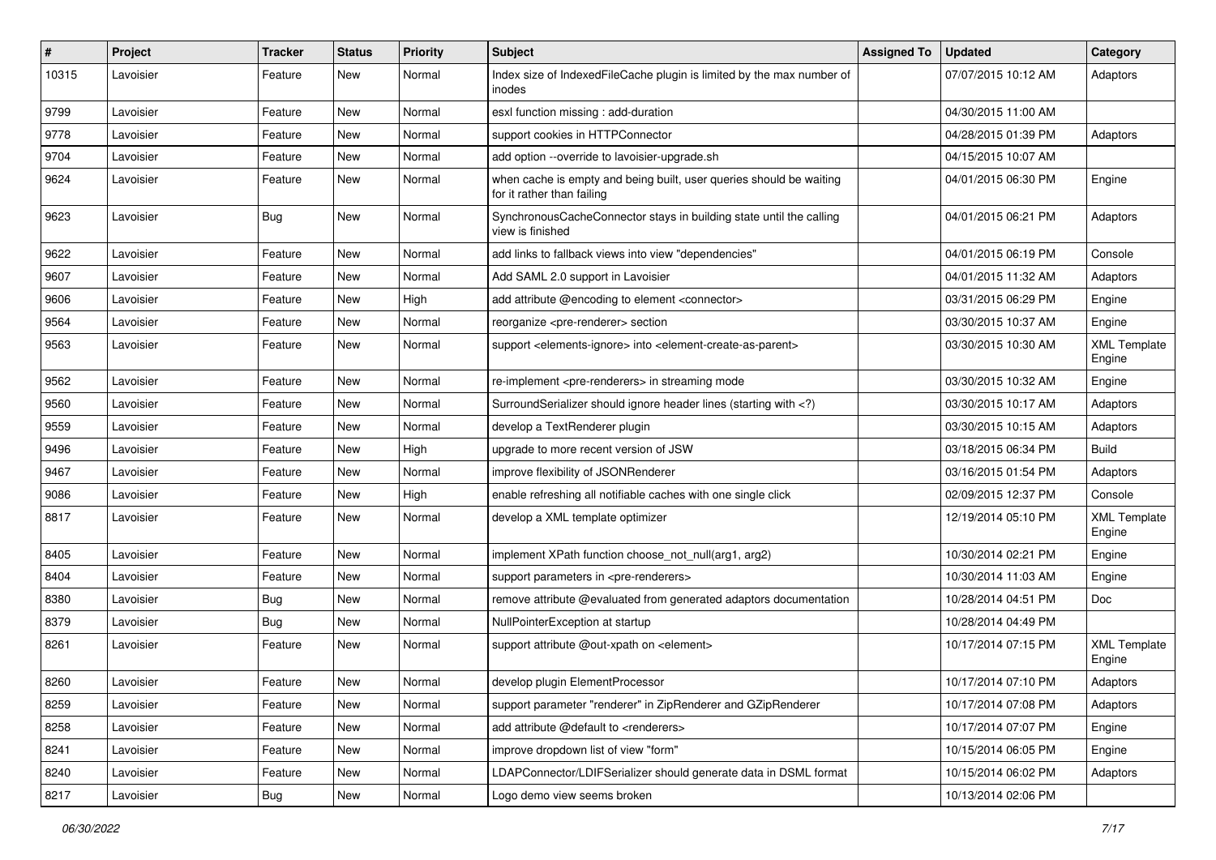| # | Project | Tracker | Status | Priority | Subject | Assigned To | Updated | Category |
|---|---|---|---|---|---|---|---|---|
| 10315 | Lavoisier | Feature | New | Normal | Index size of IndexedFileCache plugin is limited by the max number of inodes | | 07/07/2015 10:12 AM | Adaptors |
| 9799 | Lavoisier | Feature | New | Normal | esxl function missing : add-duration | | 04/30/2015 11:00 AM | |
| 9778 | Lavoisier | Feature | New | Normal | support cookies in HTTPConnector | | 04/28/2015 01:39 PM | Adaptors |
| 9704 | Lavoisier | Feature | New | Normal | add option --override to lavoisier-upgrade.sh | | 04/15/2015 10:07 AM | |
| 9624 | Lavoisier | Feature | New | Normal | when cache is empty and being built, user queries should be waiting for it rather than failing | | 04/01/2015 06:30 PM | Engine |
| 9623 | Lavoisier | Bug | New | Normal | SynchronousCacheConnector stays in building state until the calling view is finished | | 04/01/2015 06:21 PM | Adaptors |
| 9622 | Lavoisier | Feature | New | Normal | add links to fallback views into view "dependencies" | | 04/01/2015 06:19 PM | Console |
| 9607 | Lavoisier | Feature | New | Normal | Add SAML 2.0 support in Lavoisier | | 04/01/2015 11:32 AM | Adaptors |
| 9606 | Lavoisier | Feature | New | High | add attribute @encoding to element <connector> | | 03/31/2015 06:29 PM | Engine |
| 9564 | Lavoisier | Feature | New | Normal | reorganize <pre-renderer> section | | 03/30/2015 10:37 AM | Engine |
| 9563 | Lavoisier | Feature | New | Normal | support <elements-ignore> into <element-create-as-parent> | | 03/30/2015 10:30 AM | XML Template Engine |
| 9562 | Lavoisier | Feature | New | Normal | re-implement <pre-renderers> in streaming mode | | 03/30/2015 10:32 AM | Engine |
| 9560 | Lavoisier | Feature | New | Normal | SurroundSerializer should ignore header lines (starting with <?) | | 03/30/2015 10:17 AM | Adaptors |
| 9559 | Lavoisier | Feature | New | Normal | develop a TextRenderer plugin | | 03/30/2015 10:15 AM | Adaptors |
| 9496 | Lavoisier | Feature | New | High | upgrade to more recent version of JSW | | 03/18/2015 06:34 PM | Build |
| 9467 | Lavoisier | Feature | New | Normal | improve flexibility of JSONRenderer | | 03/16/2015 01:54 PM | Adaptors |
| 9086 | Lavoisier | Feature | New | High | enable refreshing all notifiable caches with one single click | | 02/09/2015 12:37 PM | Console |
| 8817 | Lavoisier | Feature | New | Normal | develop a XML template optimizer | | 12/19/2014 05:10 PM | XML Template Engine |
| 8405 | Lavoisier | Feature | New | Normal | implement XPath function choose_not_null(arg1, arg2) | | 10/30/2014 02:21 PM | Engine |
| 8404 | Lavoisier | Feature | New | Normal | support parameters in <pre-renderers> | | 10/30/2014 11:03 AM | Engine |
| 8380 | Lavoisier | Bug | New | Normal | remove attribute @evaluated from generated adaptors documentation | | 10/28/2014 04:51 PM | Doc |
| 8379 | Lavoisier | Bug | New | Normal | NullPointerException at startup | | 10/28/2014 04:49 PM | |
| 8261 | Lavoisier | Feature | New | Normal | support attribute @out-xpath on <element> | | 10/17/2014 07:15 PM | XML Template Engine |
| 8260 | Lavoisier | Feature | New | Normal | develop plugin ElementProcessor | | 10/17/2014 07:10 PM | Adaptors |
| 8259 | Lavoisier | Feature | New | Normal | support parameter "renderer" in ZipRenderer and GZipRenderer | | 10/17/2014 07:08 PM | Adaptors |
| 8258 | Lavoisier | Feature | New | Normal | add attribute @default to <renderers> | | 10/17/2014 07:07 PM | Engine |
| 8241 | Lavoisier | Feature | New | Normal | improve dropdown list of view "form" | | 10/15/2014 06:05 PM | Engine |
| 8240 | Lavoisier | Feature | New | Normal | LDAPConnector/LDIFSerializer should generate data in DSML format | | 10/15/2014 06:02 PM | Adaptors |
| 8217 | Lavoisier | Bug | New | Normal | Logo demo view seems broken | | 10/13/2014 02:06 PM | |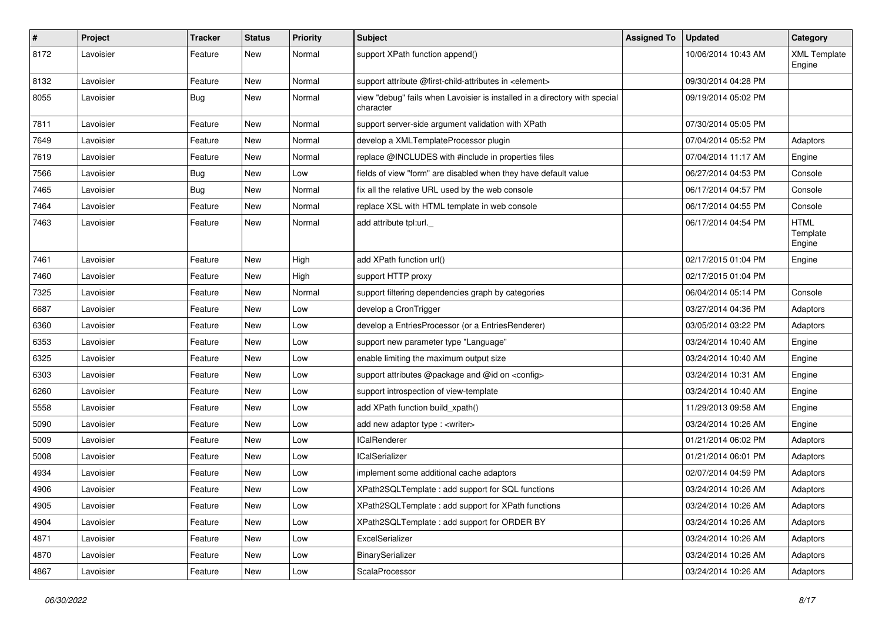| # | Project | Tracker | Status | Priority | Subject | Assigned To | Updated | Category |
|---|---|---|---|---|---|---|---|---|
| 8172 | Lavoisier | Feature | New | Normal | support XPath function append() | | 10/06/2014 10:43 AM | XML Template Engine |
| 8132 | Lavoisier | Feature | New | Normal | support attribute @first-child-attributes in <element> | | 09/30/2014 04:28 PM | |
| 8055 | Lavoisier | Bug | New | Normal | view "debug" fails when Lavoisier is installed in a directory with special character | | 09/19/2014 05:02 PM | |
| 7811 | Lavoisier | Feature | New | Normal | support server-side argument validation with XPath | | 07/30/2014 05:05 PM | |
| 7649 | Lavoisier | Feature | New | Normal | develop a XMLTemplateProcessor plugin | | 07/04/2014 05:52 PM | Adaptors |
| 7619 | Lavoisier | Feature | New | Normal | replace @INCLUDES with #include in properties files | | 07/04/2014 11:17 AM | Engine |
| 7566 | Lavoisier | Bug | New | Low | fields of view "form" are disabled when they have default value | | 06/27/2014 04:53 PM | Console |
| 7465 | Lavoisier | Bug | New | Normal | fix all the relative URL used by the web console | | 06/17/2014 04:57 PM | Console |
| 7464 | Lavoisier | Feature | New | Normal | replace XSL with HTML template in web console | | 06/17/2014 04:55 PM | Console |
| 7463 | Lavoisier | Feature | New | Normal | add attribute tpl:url._ | | 06/17/2014 04:54 PM | HTML Template Engine |
| 7461 | Lavoisier | Feature | New | High | add XPath function url() | | 02/17/2015 01:04 PM | Engine |
| 7460 | Lavoisier | Feature | New | High | support HTTP proxy | | 02/17/2015 01:04 PM | |
| 7325 | Lavoisier | Feature | New | Normal | support filtering dependencies graph by categories | | 06/04/2014 05:14 PM | Console |
| 6687 | Lavoisier | Feature | New | Low | develop a CronTrigger | | 03/27/2014 04:36 PM | Adaptors |
| 6360 | Lavoisier | Feature | New | Low | develop a EntriesProcessor (or a EntriesRenderer) | | 03/05/2014 03:22 PM | Adaptors |
| 6353 | Lavoisier | Feature | New | Low | support new parameter type "Language" | | 03/24/2014 10:40 AM | Engine |
| 6325 | Lavoisier | Feature | New | Low | enable limiting the maximum output size | | 03/24/2014 10:40 AM | Engine |
| 6303 | Lavoisier | Feature | New | Low | support attributes @package and @id on <config> | | 03/24/2014 10:31 AM | Engine |
| 6260 | Lavoisier | Feature | New | Low | support introspection of view-template | | 03/24/2014 10:40 AM | Engine |
| 5558 | Lavoisier | Feature | New | Low | add XPath function build_xpath() | | 11/29/2013 09:58 AM | Engine |
| 5090 | Lavoisier | Feature | New | Low | add new adaptor type : <writer> | | 03/24/2014 10:26 AM | Engine |
| 5009 | Lavoisier | Feature | New | Low | ICalRenderer | | 01/21/2014 06:02 PM | Adaptors |
| 5008 | Lavoisier | Feature | New | Low | ICalSerializer | | 01/21/2014 06:01 PM | Adaptors |
| 4934 | Lavoisier | Feature | New | Low | implement some additional cache adaptors | | 02/07/2014 04:59 PM | Adaptors |
| 4906 | Lavoisier | Feature | New | Low | XPath2SQLTemplate : add support for SQL functions | | 03/24/2014 10:26 AM | Adaptors |
| 4905 | Lavoisier | Feature | New | Low | XPath2SQLTemplate : add support for XPath functions | | 03/24/2014 10:26 AM | Adaptors |
| 4904 | Lavoisier | Feature | New | Low | XPath2SQLTemplate : add support for ORDER BY | | 03/24/2014 10:26 AM | Adaptors |
| 4871 | Lavoisier | Feature | New | Low | ExcelSerializer | | 03/24/2014 10:26 AM | Adaptors |
| 4870 | Lavoisier | Feature | New | Low | BinarySerializer | | 03/24/2014 10:26 AM | Adaptors |
| 4867 | Lavoisier | Feature | New | Low | ScalaProcessor | | 03/24/2014 10:26 AM | Adaptors |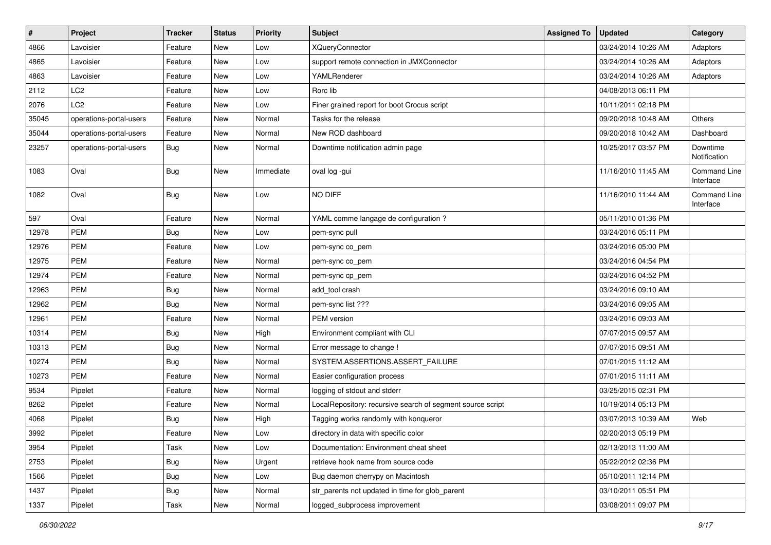| # | Project | Tracker | Status | Priority | Subject | Assigned To | Updated | Category |
|---|---|---|---|---|---|---|---|---|
| 4866 | Lavoisier | Feature | New | Low | XQueryConnector | | 03/24/2014 10:26 AM | Adaptors |
| 4865 | Lavoisier | Feature | New | Low | support remote connection in JMXConnector | | 03/24/2014 10:26 AM | Adaptors |
| 4863 | Lavoisier | Feature | New | Low | YAMLRenderer | | 03/24/2014 10:26 AM | Adaptors |
| 2112 | LC2 | Feature | New | Low | Rorc lib | | 04/08/2013 06:11 PM | |
| 2076 | LC2 | Feature | New | Low | Finer grained report for boot Crocus script | | 10/11/2011 02:18 PM | |
| 35045 | operations-portal-users | Feature | New | Normal | Tasks for the release | | 09/20/2018 10:48 AM | Others |
| 35044 | operations-portal-users | Feature | New | Normal | New ROD dashboard | | 09/20/2018 10:42 AM | Dashboard |
| 23257 | operations-portal-users | Bug | New | Normal | Downtime notification admin page | | 10/25/2017 03:57 PM | Downtime Notification |
| 1083 | Oval | Bug | New | Immediate | oval log -gui | | 11/16/2010 11:45 AM | Command Line Interface |
| 1082 | Oval | Bug | New | Low | NO DIFF | | 11/16/2010 11:44 AM | Command Line Interface |
| 597 | Oval | Feature | New | Normal | YAML comme langage de configuration ? | | 05/11/2010 01:36 PM | |
| 12978 | PEM | Bug | New | Low | pem-sync pull | | 03/24/2016 05:11 PM | |
| 12976 | PEM | Feature | New | Low | pem-sync co_pem | | 03/24/2016 05:00 PM | |
| 12975 | PEM | Feature | New | Normal | pem-sync co_pem | | 03/24/2016 04:54 PM | |
| 12974 | PEM | Feature | New | Normal | pem-sync cp_pem | | 03/24/2016 04:52 PM | |
| 12963 | PEM | Bug | New | Normal | add_tool crash | | 03/24/2016 09:10 AM | |
| 12962 | PEM | Bug | New | Normal | pem-sync list ??? | | 03/24/2016 09:05 AM | |
| 12961 | PEM | Feature | New | Normal | PEM version | | 03/24/2016 09:03 AM | |
| 10314 | PEM | Bug | New | High | Environment compliant with CLI | | 07/07/2015 09:57 AM | |
| 10313 | PEM | Bug | New | Normal | Error message to change ! | | 07/07/2015 09:51 AM | |
| 10274 | PEM | Bug | New | Normal | SYSTEM.ASSERTIONS.ASSERT_FAILURE | | 07/01/2015 11:12 AM | |
| 10273 | PEM | Feature | New | Normal | Easier configuration process | | 07/01/2015 11:11 AM | |
| 9534 | Pipelet | Feature | New | Normal | logging of stdout and stderr | | 03/25/2015 02:31 PM | |
| 8262 | Pipelet | Feature | New | Normal | LocalRepository: recursive search of segment source script | | 10/19/2014 05:13 PM | |
| 4068 | Pipelet | Bug | New | High | Tagging works randomly with konqueror | | 03/07/2013 10:39 AM | Web |
| 3992 | Pipelet | Feature | New | Low | directory in data with specific color | | 02/20/2013 05:19 PM | |
| 3954 | Pipelet | Task | New | Low | Documentation: Environment cheat sheet | | 02/13/2013 11:00 AM | |
| 2753 | Pipelet | Bug | New | Urgent | retrieve hook name from source code | | 05/22/2012 02:36 PM | |
| 1566 | Pipelet | Bug | New | Low | Bug daemon cherrypy on Macintosh | | 05/10/2011 12:14 PM | |
| 1437 | Pipelet | Bug | New | Normal | str_parents not updated in time for glob_parent | | 03/10/2011 05:51 PM | |
| 1337 | Pipelet | Task | New | Normal | logged_subprocess improvement | | 03/08/2011 09:07 PM | |

*06/30/2022*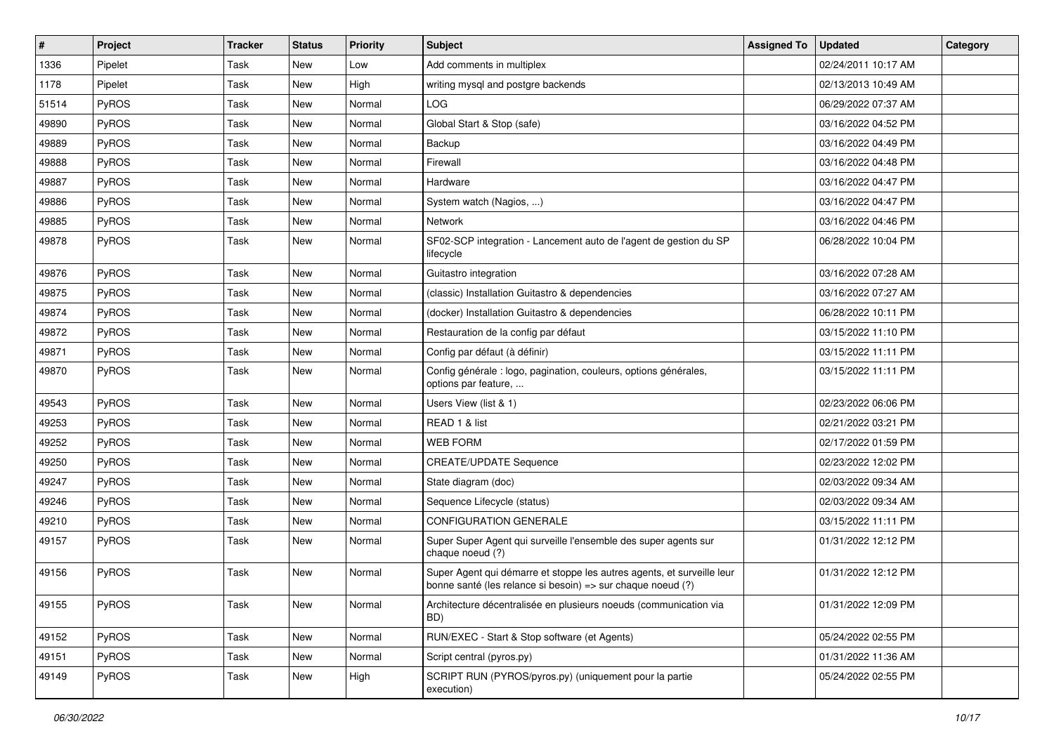| # | Project | Tracker | Status | Priority | Subject | Assigned To | Updated | Category |
|---|---|---|---|---|---|---|---|---|
| 1336 | Pipelet | Task | New | Low | Add comments in multiplex | | 02/24/2011 10:17 AM | |
| 1178 | Pipelet | Task | New | High | writing mysql and postgre backends | | 02/13/2013 10:49 AM | |
| 51514 | PyROS | Task | New | Normal | LOG | | 06/29/2022 07:37 AM | |
| 49890 | PyROS | Task | New | Normal | Global Start & Stop (safe) | | 03/16/2022 04:52 PM | |
| 49889 | PyROS | Task | New | Normal | Backup | | 03/16/2022 04:49 PM | |
| 49888 | PyROS | Task | New | Normal | Firewall | | 03/16/2022 04:48 PM | |
| 49887 | PyROS | Task | New | Normal | Hardware | | 03/16/2022 04:47 PM | |
| 49886 | PyROS | Task | New | Normal | System watch (Nagios, ...) | | 03/16/2022 04:47 PM | |
| 49885 | PyROS | Task | New | Normal | Network | | 03/16/2022 04:46 PM | |
| 49878 | PyROS | Task | New | Normal | SF02-SCP integration - Lancement auto de l'agent de gestion du SP lifecycle | | 06/28/2022 10:04 PM | |
| 49876 | PyROS | Task | New | Normal | Guitastro integration | | 03/16/2022 07:28 AM | |
| 49875 | PyROS | Task | New | Normal | (classic) Installation Guitastro & dependencies | | 03/16/2022 07:27 AM | |
| 49874 | PyROS | Task | New | Normal | (docker) Installation Guitastro & dependencies | | 06/28/2022 10:11 PM | |
| 49872 | PyROS | Task | New | Normal | Restauration de la config par défaut | | 03/15/2022 11:10 PM | |
| 49871 | PyROS | Task | New | Normal | Config par défaut (à définir) | | 03/15/2022 11:11 PM | |
| 49870 | PyROS | Task | New | Normal | Config générale : logo, pagination, couleurs, options générales, options par feature, ... | | 03/15/2022 11:11 PM | |
| 49543 | PyROS | Task | New | Normal | Users View (list & 1) | | 02/23/2022 06:06 PM | |
| 49253 | PyROS | Task | New | Normal | READ 1 & list | | 02/21/2022 03:21 PM | |
| 49252 | PyROS | Task | New | Normal | WEB FORM | | 02/17/2022 01:59 PM | |
| 49250 | PyROS | Task | New | Normal | CREATE/UPDATE Sequence | | 02/23/2022 12:02 PM | |
| 49247 | PyROS | Task | New | Normal | State diagram (doc) | | 02/03/2022 09:34 AM | |
| 49246 | PyROS | Task | New | Normal | Sequence Lifecycle (status) | | 02/03/2022 09:34 AM | |
| 49210 | PyROS | Task | New | Normal | CONFIGURATION GENERALE | | 03/15/2022 11:11 PM | |
| 49157 | PyROS | Task | New | Normal | Super Super Agent qui surveille l'ensemble des super agents sur chaque noeud (?) | | 01/31/2022 12:12 PM | |
| 49156 | PyROS | Task | New | Normal | Super Agent qui démarre et stoppe les autres agents, et surveille leur bonne santé (les relance si besoin) => sur chaque noeud (?) | | 01/31/2022 12:12 PM | |
| 49155 | PyROS | Task | New | Normal | Architecture décentralisée en plusieurs noeuds (communication via BD) | | 01/31/2022 12:09 PM | |
| 49152 | PyROS | Task | New | Normal | RUN/EXEC - Start & Stop software (et Agents) | | 05/24/2022 02:55 PM | |
| 49151 | PyROS | Task | New | Normal | Script central (pyros.py) | | 01/31/2022 11:36 AM | |
| 49149 | PyROS | Task | New | High | SCRIPT RUN (PYROS/pyros.py) (uniquement pour la partie execution) | | 05/24/2022 02:55 PM | |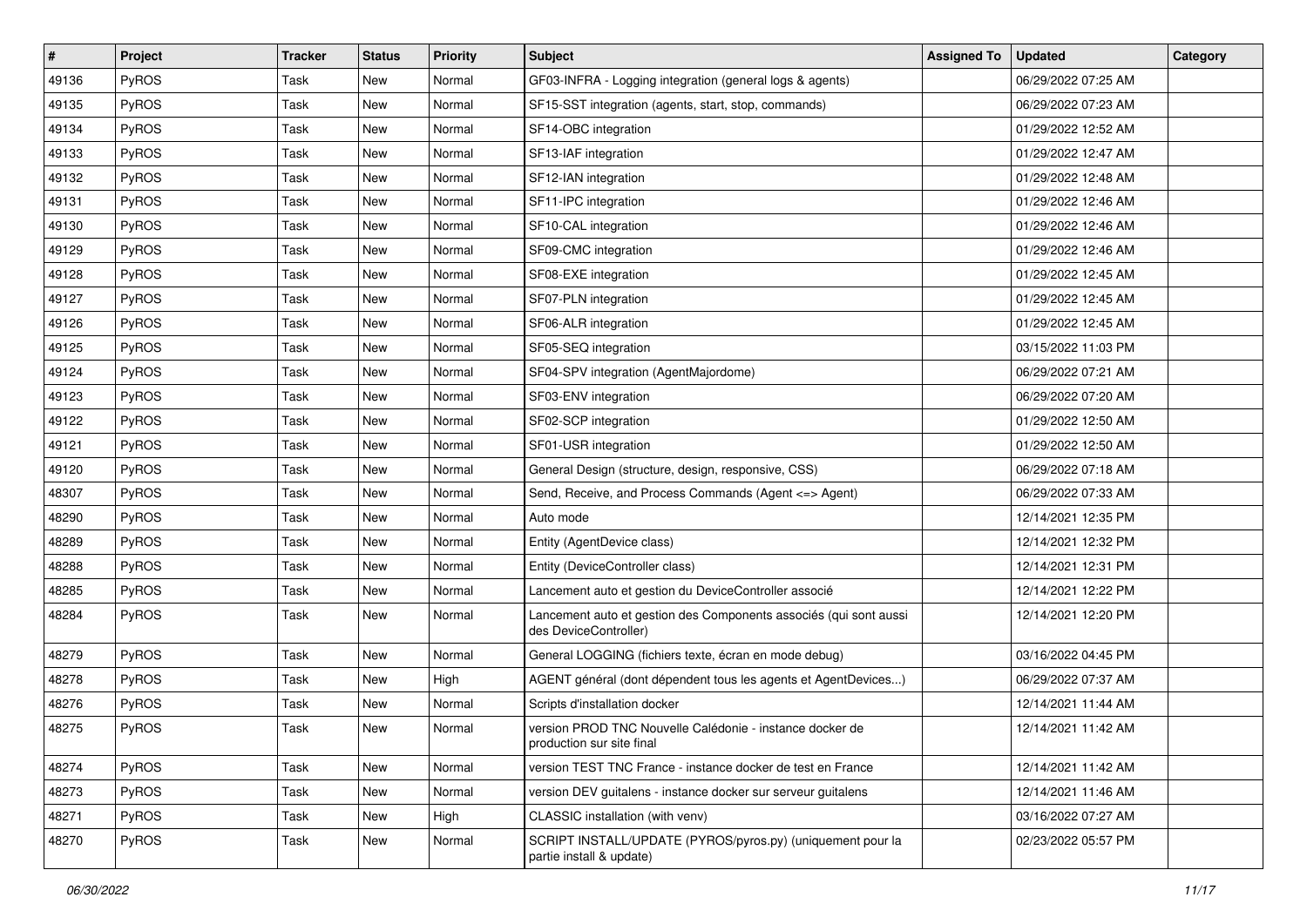| # | Project | Tracker | Status | Priority | Subject | Assigned To | Updated | Category |
|---|---|---|---|---|---|---|---|---|
| 49136 | PyROS | Task | New | Normal | GF03-INFRA - Logging integration (general logs & agents) | | 06/29/2022 07:25 AM | |
| 49135 | PyROS | Task | New | Normal | SF15-SST integration (agents, start, stop, commands) | | 06/29/2022 07:23 AM | |
| 49134 | PyROS | Task | New | Normal | SF14-OBC integration | | 01/29/2022 12:52 AM | |
| 49133 | PyROS | Task | New | Normal | SF13-IAF integration | | 01/29/2022 12:47 AM | |
| 49132 | PyROS | Task | New | Normal | SF12-IAN integration | | 01/29/2022 12:48 AM | |
| 49131 | PyROS | Task | New | Normal | SF11-IPC integration | | 01/29/2022 12:46 AM | |
| 49130 | PyROS | Task | New | Normal | SF10-CAL integration | | 01/29/2022 12:46 AM | |
| 49129 | PyROS | Task | New | Normal | SF09-CMC integration | | 01/29/2022 12:46 AM | |
| 49128 | PyROS | Task | New | Normal | SF08-EXE integration | | 01/29/2022 12:45 AM | |
| 49127 | PyROS | Task | New | Normal | SF07-PLN integration | | 01/29/2022 12:45 AM | |
| 49126 | PyROS | Task | New | Normal | SF06-ALR integration | | 01/29/2022 12:45 AM | |
| 49125 | PyROS | Task | New | Normal | SF05-SEQ integration | | 03/15/2022 11:03 PM | |
| 49124 | PyROS | Task | New | Normal | SF04-SPV integration (AgentMajordome) | | 06/29/2022 07:21 AM | |
| 49123 | PyROS | Task | New | Normal | SF03-ENV integration | | 06/29/2022 07:20 AM | |
| 49122 | PyROS | Task | New | Normal | SF02-SCP integration | | 01/29/2022 12:50 AM | |
| 49121 | PyROS | Task | New | Normal | SF01-USR integration | | 01/29/2022 12:50 AM | |
| 49120 | PyROS | Task | New | Normal | General Design (structure, design, responsive, CSS) | | 06/29/2022 07:18 AM | |
| 48307 | PyROS | Task | New | Normal | Send, Receive, and Process Commands (Agent <=> Agent) | | 06/29/2022 07:33 AM | |
| 48290 | PyROS | Task | New | Normal | Auto mode | | 12/14/2021 12:35 PM | |
| 48289 | PyROS | Task | New | Normal | Entity (AgentDevice class) | | 12/14/2021 12:32 PM | |
| 48288 | PyROS | Task | New | Normal | Entity (DeviceController class) | | 12/14/2021 12:31 PM | |
| 48285 | PyROS | Task | New | Normal | Lancement auto et gestion du DeviceController associé | | 12/14/2021 12:22 PM | |
| 48284 | PyROS | Task | New | Normal | Lancement auto et gestion des Components associés (qui sont aussi des DeviceController) | | 12/14/2021 12:20 PM | |
| 48279 | PyROS | Task | New | Normal | General LOGGING (fichiers texte, écran en mode debug) | | 03/16/2022 04:45 PM | |
| 48278 | PyROS | Task | New | High | AGENT général (dont dépendent tous les agents et AgentDevices...) | | 06/29/2022 07:37 AM | |
| 48276 | PyROS | Task | New | Normal | Scripts d'installation docker | | 12/14/2021 11:44 AM | |
| 48275 | PyROS | Task | New | Normal | version PROD TNC Nouvelle Calédonie - instance docker de production sur site final | | 12/14/2021 11:42 AM | |
| 48274 | PyROS | Task | New | Normal | version TEST TNC France - instance docker de test en France | | 12/14/2021 11:42 AM | |
| 48273 | PyROS | Task | New | Normal | version DEV guitalens - instance docker sur serveur guitalens | | 12/14/2021 11:46 AM | |
| 48271 | PyROS | Task | New | High | CLASSIC installation (with venv) | | 03/16/2022 07:27 AM | |
| 48270 | PyROS | Task | New | Normal | SCRIPT INSTALL/UPDATE (PYROS/pyros.py) (uniquement pour la partie install & update) | | 02/23/2022 05:57 PM | |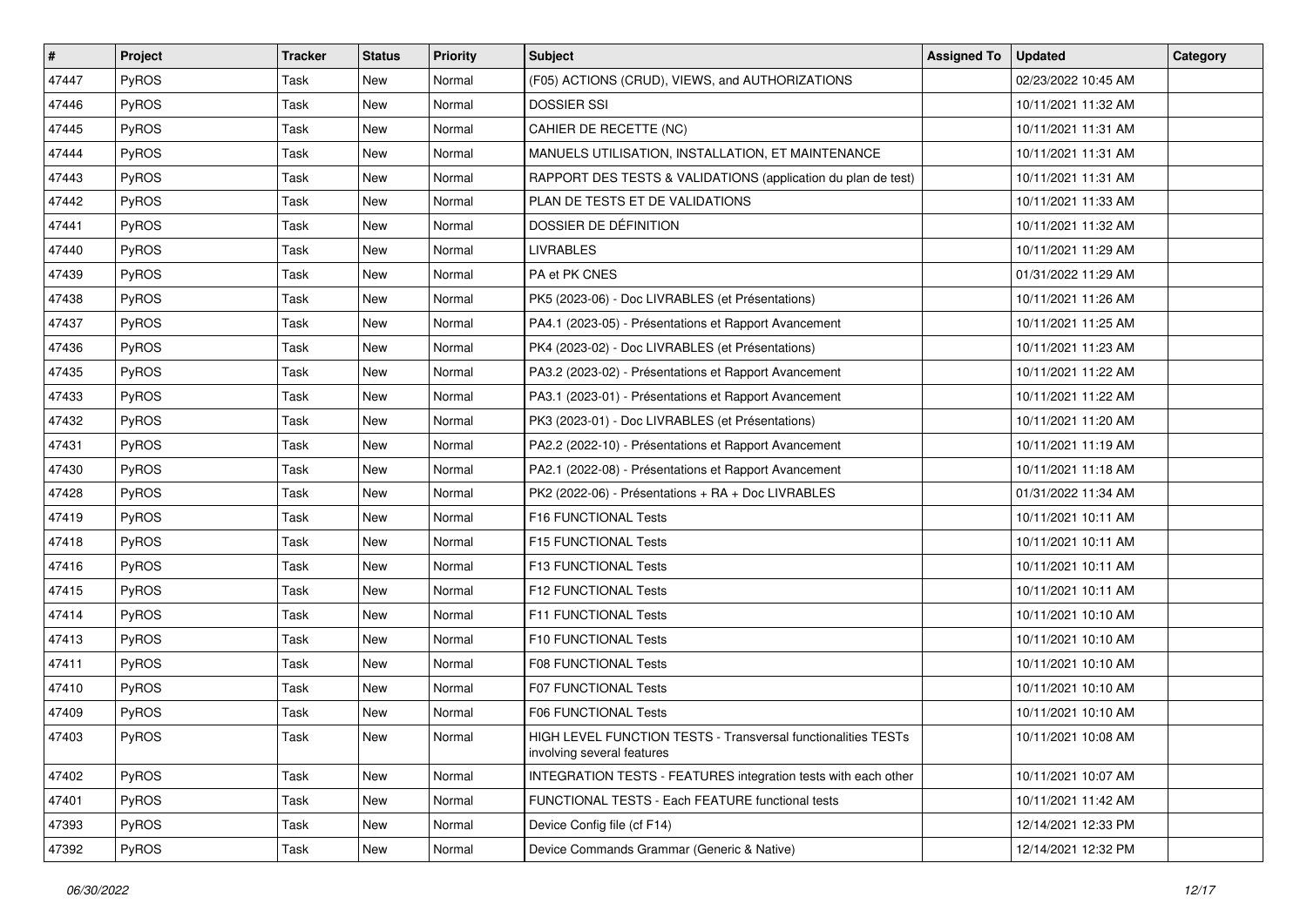| # | Project | Tracker | Status | Priority | Subject | Assigned To | Updated | Category |
|---|---|---|---|---|---|---|---|---|
| 47447 | PyROS | Task | New | Normal | (F05) ACTIONS (CRUD), VIEWS, and AUTHORIZATIONS | | 02/23/2022 10:45 AM | |
| 47446 | PyROS | Task | New | Normal | DOSSIER SSI | | 10/11/2021 11:32 AM | |
| 47445 | PyROS | Task | New | Normal | CAHIER DE RECETTE (NC) | | 10/11/2021 11:31 AM | |
| 47444 | PyROS | Task | New | Normal | MANUELS UTILISATION, INSTALLATION, ET MAINTENANCE | | 10/11/2021 11:31 AM | |
| 47443 | PyROS | Task | New | Normal | RAPPORT DES TESTS & VALIDATIONS (application du plan de test) | | 10/11/2021 11:31 AM | |
| 47442 | PyROS | Task | New | Normal | PLAN DE TESTS ET DE VALIDATIONS | | 10/11/2021 11:33 AM | |
| 47441 | PyROS | Task | New | Normal | DOSSIER DE DÉFINITION | | 10/11/2021 11:32 AM | |
| 47440 | PyROS | Task | New | Normal | LIVRABLES | | 10/11/2021 11:29 AM | |
| 47439 | PyROS | Task | New | Normal | PA et PK CNES | | 01/31/2022 11:29 AM | |
| 47438 | PyROS | Task | New | Normal | PK5 (2023-06) - Doc LIVRABLES (et Présentations) | | 10/11/2021 11:26 AM | |
| 47437 | PyROS | Task | New | Normal | PA4.1 (2023-05) - Présentations et Rapport Avancement | | 10/11/2021 11:25 AM | |
| 47436 | PyROS | Task | New | Normal | PK4 (2023-02) - Doc LIVRABLES (et Présentations) | | 10/11/2021 11:23 AM | |
| 47435 | PyROS | Task | New | Normal | PA3.2 (2023-02) - Présentations et Rapport Avancement | | 10/11/2021 11:22 AM | |
| 47433 | PyROS | Task | New | Normal | PA3.1 (2023-01) - Présentations et Rapport Avancement | | 10/11/2021 11:22 AM | |
| 47432 | PyROS | Task | New | Normal | PK3 (2023-01) - Doc LIVRABLES (et Présentations) | | 10/11/2021 11:20 AM | |
| 47431 | PyROS | Task | New | Normal | PA2.2 (2022-10) - Présentations et Rapport Avancement | | 10/11/2021 11:19 AM | |
| 47430 | PyROS | Task | New | Normal | PA2.1 (2022-08) - Présentations et Rapport Avancement | | 10/11/2021 11:18 AM | |
| 47428 | PyROS | Task | New | Normal | PK2 (2022-06) - Présentations + RA + Doc LIVRABLES | | 01/31/2022 11:34 AM | |
| 47419 | PyROS | Task | New | Normal | F16 FUNCTIONAL Tests | | 10/11/2021 10:11 AM | |
| 47418 | PyROS | Task | New | Normal | F15 FUNCTIONAL Tests | | 10/11/2021 10:11 AM | |
| 47416 | PyROS | Task | New | Normal | F13 FUNCTIONAL Tests | | 10/11/2021 10:11 AM | |
| 47415 | PyROS | Task | New | Normal | F12 FUNCTIONAL Tests | | 10/11/2021 10:11 AM | |
| 47414 | PyROS | Task | New | Normal | F11 FUNCTIONAL Tests | | 10/11/2021 10:10 AM | |
| 47413 | PyROS | Task | New | Normal | F10 FUNCTIONAL Tests | | 10/11/2021 10:10 AM | |
| 47411 | PyROS | Task | New | Normal | F08 FUNCTIONAL Tests | | 10/11/2021 10:10 AM | |
| 47410 | PyROS | Task | New | Normal | F07 FUNCTIONAL Tests | | 10/11/2021 10:10 AM | |
| 47409 | PyROS | Task | New | Normal | F06 FUNCTIONAL Tests | | 10/11/2021 10:10 AM | |
| 47403 | PyROS | Task | New | Normal | HIGH LEVEL FUNCTION TESTS - Transversal functionalities TESTs involving several features | | 10/11/2021 10:08 AM | |
| 47402 | PyROS | Task | New | Normal | INTEGRATION TESTS - FEATURES integration tests with each other | | 10/11/2021 10:07 AM | |
| 47401 | PyROS | Task | New | Normal | FUNCTIONAL TESTS - Each FEATURE functional tests | | 10/11/2021 11:42 AM | |
| 47393 | PyROS | Task | New | Normal | Device Config file (cf F14) | | 12/14/2021 12:33 PM | |
| 47392 | PyROS | Task | New | Normal | Device Commands Grammar (Generic & Native) | | 12/14/2021 12:32 PM | |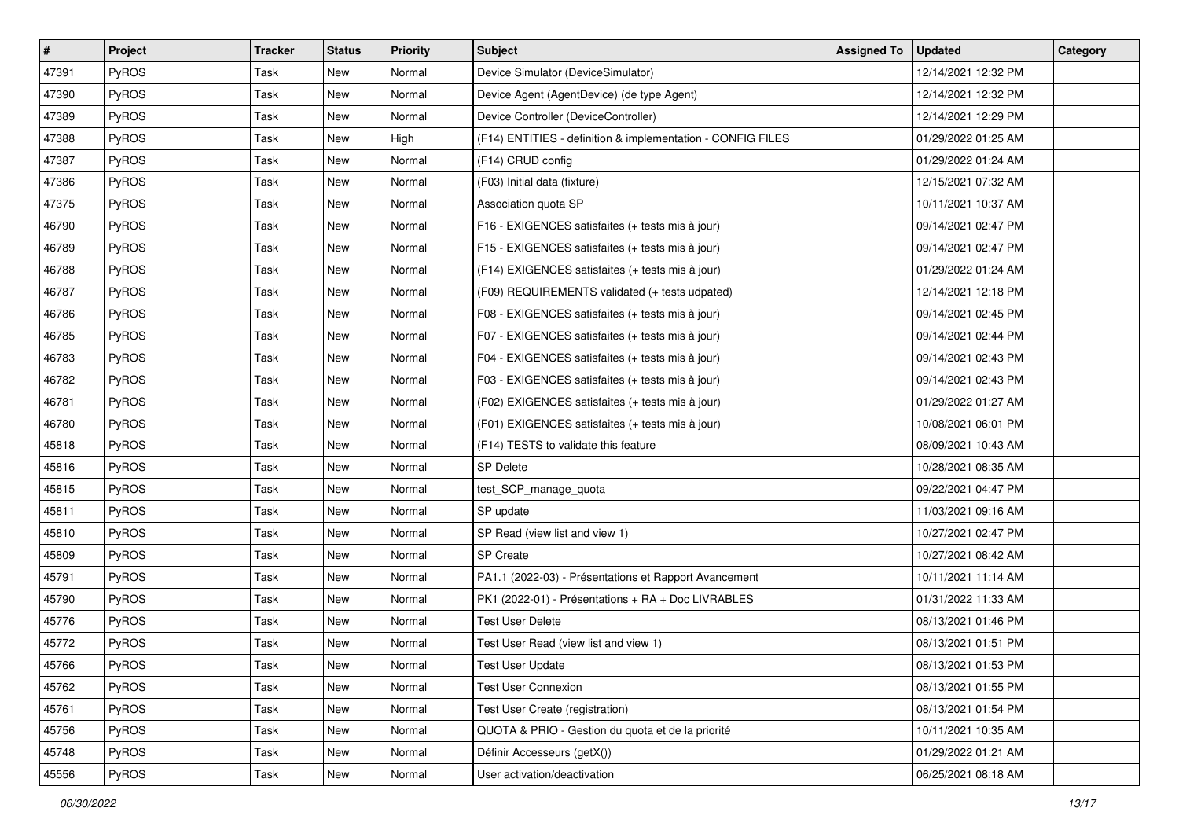| # | Project | Tracker | Status | Priority | Subject | Assigned To | Updated | Category |
|---|---|---|---|---|---|---|---|---|
| 47391 | PyROS | Task | New | Normal | Device Simulator (DeviceSimulator) | | 12/14/2021 12:32 PM | |
| 47390 | PyROS | Task | New | Normal | Device Agent (AgentDevice) (de type Agent) | | 12/14/2021 12:32 PM | |
| 47389 | PyROS | Task | New | Normal | Device Controller (DeviceController) | | 12/14/2021 12:29 PM | |
| 47388 | PyROS | Task | New | High | (F14) ENTITIES - definition & implementation - CONFIG FILES | | 01/29/2022 01:25 AM | |
| 47387 | PyROS | Task | New | Normal | (F14) CRUD config | | 01/29/2022 01:24 AM | |
| 47386 | PyROS | Task | New | Normal | (F03) Initial data (fixture) | | 12/15/2021 07:32 AM | |
| 47375 | PyROS | Task | New | Normal | Association quota SP | | 10/11/2021 10:37 AM | |
| 46790 | PyROS | Task | New | Normal | F16 - EXIGENCES satisfaites (+ tests mis à jour) | | 09/14/2021 02:47 PM | |
| 46789 | PyROS | Task | New | Normal | F15 - EXIGENCES satisfaites (+ tests mis à jour) | | 09/14/2021 02:47 PM | |
| 46788 | PyROS | Task | New | Normal | (F14) EXIGENCES satisfaites (+ tests mis à jour) | | 01/29/2022 01:24 AM | |
| 46787 | PyROS | Task | New | Normal | (F09) REQUIREMENTS validated (+ tests udpated) | | 12/14/2021 12:18 PM | |
| 46786 | PyROS | Task | New | Normal | F08 - EXIGENCES satisfaites (+ tests mis à jour) | | 09/14/2021 02:45 PM | |
| 46785 | PyROS | Task | New | Normal | F07 - EXIGENCES satisfaites (+ tests mis à jour) | | 09/14/2021 02:44 PM | |
| 46783 | PyROS | Task | New | Normal | F04 - EXIGENCES satisfaites (+ tests mis à jour) | | 09/14/2021 02:43 PM | |
| 46782 | PyROS | Task | New | Normal | F03 - EXIGENCES satisfaites (+ tests mis à jour) | | 09/14/2021 02:43 PM | |
| 46781 | PyROS | Task | New | Normal | (F02) EXIGENCES satisfaites (+ tests mis à jour) | | 01/29/2022 01:27 AM | |
| 46780 | PyROS | Task | New | Normal | (F01) EXIGENCES satisfaites (+ tests mis à jour) | | 10/08/2021 06:01 PM | |
| 45818 | PyROS | Task | New | Normal | (F14) TESTS to validate this feature | | 08/09/2021 10:43 AM | |
| 45816 | PyROS | Task | New | Normal | SP Delete | | 10/28/2021 08:35 AM | |
| 45815 | PyROS | Task | New | Normal | test_SCP_manage_quota | | 09/22/2021 04:47 PM | |
| 45811 | PyROS | Task | New | Normal | SP update | | 11/03/2021 09:16 AM | |
| 45810 | PyROS | Task | New | Normal | SP Read (view list and view 1) | | 10/27/2021 02:47 PM | |
| 45809 | PyROS | Task | New | Normal | SP Create | | 10/27/2021 08:42 AM | |
| 45791 | PyROS | Task | New | Normal | PA1.1 (2022-03) - Présentations et Rapport Avancement | | 10/11/2021 11:14 AM | |
| 45790 | PyROS | Task | New | Normal | PK1 (2022-01) - Présentations + RA + Doc LIVRABLES | | 01/31/2022 11:33 AM | |
| 45776 | PyROS | Task | New | Normal | Test User Delete | | 08/13/2021 01:46 PM | |
| 45772 | PyROS | Task | New | Normal | Test User Read (view list and view 1) | | 08/13/2021 01:51 PM | |
| 45766 | PyROS | Task | New | Normal | Test User Update | | 08/13/2021 01:53 PM | |
| 45762 | PyROS | Task | New | Normal | Test User Connexion | | 08/13/2021 01:55 PM | |
| 45761 | PyROS | Task | New | Normal | Test User Create (registration) | | 08/13/2021 01:54 PM | |
| 45756 | PyROS | Task | New | Normal | QUOTA & PRIO - Gestion du quota et de la priorité | | 10/11/2021 10:35 AM | |
| 45748 | PyROS | Task | New | Normal | Définir Accesseurs (getX()) | | 01/29/2022 01:21 AM | |
| 45556 | PyROS | Task | New | Normal | User activation/deactivation | | 06/25/2021 08:18 AM | |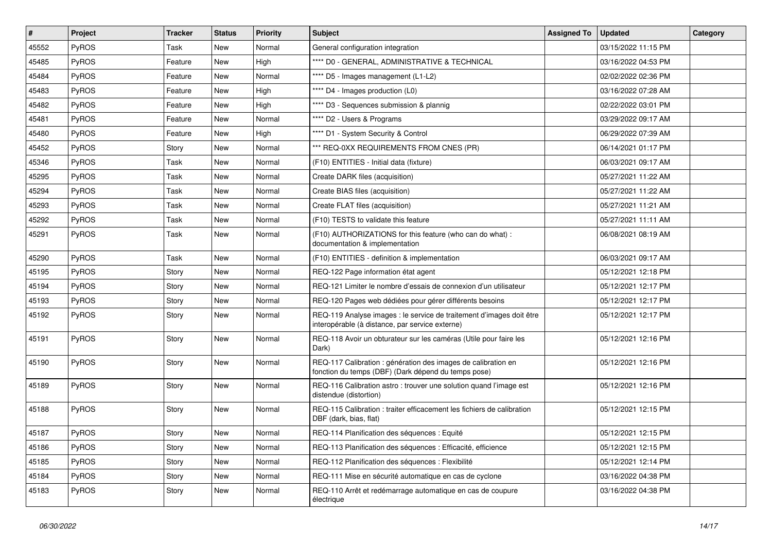| # | Project | Tracker | Status | Priority | Subject | Assigned To | Updated | Category |
|---|---|---|---|---|---|---|---|---|
| 45552 | PyROS | Task | New | Normal | General configuration integration | | 03/15/2022 11:15 PM | |
| 45485 | PyROS | Feature | New | High | **** D0 - GENERAL, ADMINISTRATIVE & TECHNICAL | | 03/16/2022 04:53 PM | |
| 45484 | PyROS | Feature | New | Normal | **** D5 - Images management (L1-L2) | | 02/02/2022 02:36 PM | |
| 45483 | PyROS | Feature | New | High | **** D4 - Images production (L0) | | 03/16/2022 07:28 AM | |
| 45482 | PyROS | Feature | New | High | **** D3 - Sequences submission & plannig | | 02/22/2022 03:01 PM | |
| 45481 | PyROS | Feature | New | Normal | **** D2 - Users & Programs | | 03/29/2022 09:17 AM | |
| 45480 | PyROS | Feature | New | High | **** D1 - System Security & Control | | 06/29/2022 07:39 AM | |
| 45452 | PyROS | Story | New | Normal | *** REQ-0XX REQUIREMENTS FROM CNES (PR) | | 06/14/2021 01:17 PM | |
| 45346 | PyROS | Task | New | Normal | (F10) ENTITIES - Initial data (fixture) | | 06/03/2021 09:17 AM | |
| 45295 | PyROS | Task | New | Normal | Create DARK files (acquisition) | | 05/27/2021 11:22 AM | |
| 45294 | PyROS | Task | New | Normal | Create BIAS files (acquisition) | | 05/27/2021 11:22 AM | |
| 45293 | PyROS | Task | New | Normal | Create FLAT files (acquisition) | | 05/27/2021 11:21 AM | |
| 45292 | PyROS | Task | New | Normal | (F10) TESTS to validate this feature | | 05/27/2021 11:11 AM | |
| 45291 | PyROS | Task | New | Normal | (F10) AUTHORIZATIONS for this feature (who can do what) : documentation & implementation | | 06/08/2021 08:19 AM | |
| 45290 | PyROS | Task | New | Normal | (F10) ENTITIES - definition & implementation | | 06/03/2021 09:17 AM | |
| 45195 | PyROS | Story | New | Normal | REQ-122 Page information état agent | | 05/12/2021 12:18 PM | |
| 45194 | PyROS | Story | New | Normal | REQ-121 Limiter le nombre d'essais de connexion d'un utilisateur | | 05/12/2021 12:17 PM | |
| 45193 | PyROS | Story | New | Normal | REQ-120 Pages web dédiées pour gérer différents besoins | | 05/12/2021 12:17 PM | |
| 45192 | PyROS | Story | New | Normal | REQ-119 Analyse images : le service de traitement d'images doit être interopérable (à distance, par service externe) | | 05/12/2021 12:17 PM | |
| 45191 | PyROS | Story | New | Normal | REQ-118 Avoir un obturateur sur les caméras (Utile pour faire les Dark) | | 05/12/2021 12:16 PM | |
| 45190 | PyROS | Story | New | Normal | REQ-117 Calibration : génération des images de calibration en fonction du temps (DBF) (Dark dépend du temps pose) | | 05/12/2021 12:16 PM | |
| 45189 | PyROS | Story | New | Normal | REQ-116 Calibration astro : trouver une solution quand l'image est distendue (distortion) | | 05/12/2021 12:16 PM | |
| 45188 | PyROS | Story | New | Normal | REQ-115 Calibration : traiter efficacement les fichiers de calibration DBF (dark, bias, flat) | | 05/12/2021 12:15 PM | |
| 45187 | PyROS | Story | New | Normal | REQ-114 Planification des séquences : Equité | | 05/12/2021 12:15 PM | |
| 45186 | PyROS | Story | New | Normal | REQ-113 Planification des séquences : Efficacité, efficience | | 05/12/2021 12:15 PM | |
| 45185 | PyROS | Story | New | Normal | REQ-112 Planification des séquences : Flexibilité | | 05/12/2021 12:14 PM | |
| 45184 | PyROS | Story | New | Normal | REQ-111 Mise en sécurité automatique en cas de cyclone | | 03/16/2022 04:38 PM | |
| 45183 | PyROS | Story | New | Normal | REQ-110 Arrêt et redémarrage automatique en cas de coupure électrique | | 03/16/2022 04:38 PM | |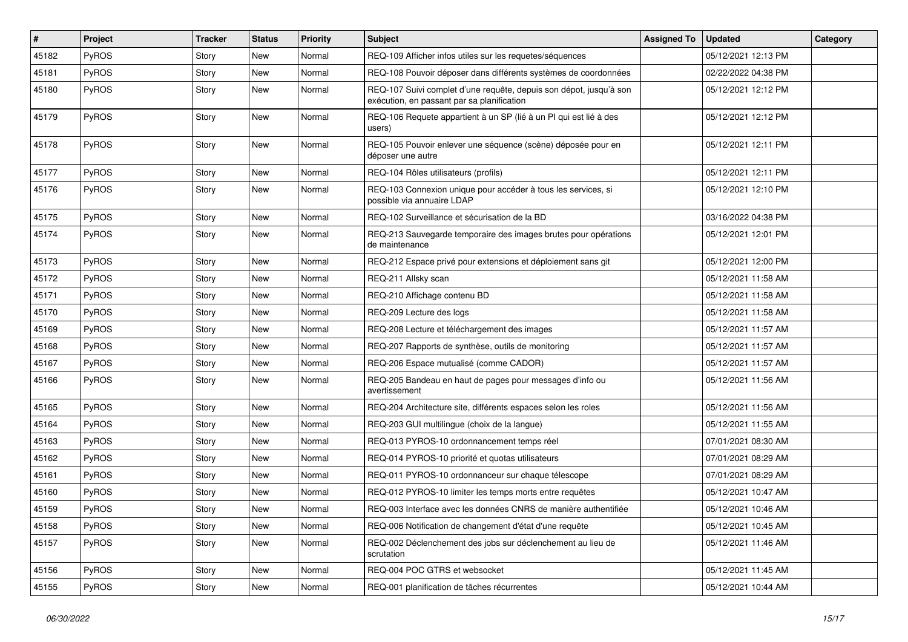| # | Project | Tracker | Status | Priority | Subject | Assigned To | Updated | Category |
|---|---|---|---|---|---|---|---|---|
| 45182 | PyROS | Story | New | Normal | REQ-109 Afficher infos utiles sur les requetes/séquences | | 05/12/2021 12:13 PM | |
| 45181 | PyROS | Story | New | Normal | REQ-108 Pouvoir déposer dans différents systèmes de coordonnées | | 02/22/2022 04:38 PM | |
| 45180 | PyROS | Story | New | Normal | REQ-107 Suivi complet d'une requête, depuis son dépot, jusqu'à son exécution, en passant par sa planification | | 05/12/2021 12:12 PM | |
| 45179 | PyROS | Story | New | Normal | REQ-106 Requete appartient à un SP (lié à un PI qui est lié à des users) | | 05/12/2021 12:12 PM | |
| 45178 | PyROS | Story | New | Normal | REQ-105 Pouvoir enlever une séquence (scène) déposée pour en déposer une autre | | 05/12/2021 12:11 PM | |
| 45177 | PyROS | Story | New | Normal | REQ-104 Rôles utilisateurs (profils) | | 05/12/2021 12:11 PM | |
| 45176 | PyROS | Story | New | Normal | REQ-103 Connexion unique pour accéder à tous les services, si possible via annuaire LDAP | | 05/12/2021 12:10 PM | |
| 45175 | PyROS | Story | New | Normal | REQ-102 Surveillance et sécurisation de la BD | | 03/16/2022 04:38 PM | |
| 45174 | PyROS | Story | New | Normal | REQ-213 Sauvegarde temporaire des images brutes pour opérations de maintenance | | 05/12/2021 12:01 PM | |
| 45173 | PyROS | Story | New | Normal | REQ-212 Espace privé pour extensions et déploiement sans git | | 05/12/2021 12:00 PM | |
| 45172 | PyROS | Story | New | Normal | REQ-211 Allsky scan | | 05/12/2021 11:58 AM | |
| 45171 | PyROS | Story | New | Normal | REQ-210 Affichage contenu BD | | 05/12/2021 11:58 AM | |
| 45170 | PyROS | Story | New | Normal | REQ-209 Lecture des logs | | 05/12/2021 11:58 AM | |
| 45169 | PyROS | Story | New | Normal | REQ-208 Lecture et téléchargement des images | | 05/12/2021 11:57 AM | |
| 45168 | PyROS | Story | New | Normal | REQ-207 Rapports de synthèse, outils de monitoring | | 05/12/2021 11:57 AM | |
| 45167 | PyROS | Story | New | Normal | REQ-206 Espace mutualisé (comme CADOR) | | 05/12/2021 11:57 AM | |
| 45166 | PyROS | Story | New | Normal | REQ-205 Bandeau en haut de pages pour messages d'info ou avertissement | | 05/12/2021 11:56 AM | |
| 45165 | PyROS | Story | New | Normal | REQ-204 Architecture site, différents espaces selon les roles | | 05/12/2021 11:56 AM | |
| 45164 | PyROS | Story | New | Normal | REQ-203 GUI multilingue (choix de la langue) | | 05/12/2021 11:55 AM | |
| 45163 | PyROS | Story | New | Normal | REQ-013 PYROS-10 ordonnancement temps réel | | 07/01/2021 08:30 AM | |
| 45162 | PyROS | Story | New | Normal | REQ-014 PYROS-10 priorité et quotas utilisateurs | | 07/01/2021 08:29 AM | |
| 45161 | PyROS | Story | New | Normal | REQ-011 PYROS-10 ordonnanceur sur chaque télescope | | 07/01/2021 08:29 AM | |
| 45160 | PyROS | Story | New | Normal | REQ-012 PYROS-10 limiter les temps morts entre requêtes | | 05/12/2021 10:47 AM | |
| 45159 | PyROS | Story | New | Normal | REQ-003 Interface avec les données CNRS de manière authentifiée | | 05/12/2021 10:46 AM | |
| 45158 | PyROS | Story | New | Normal | REQ-006 Notification de changement d'état d'une requête | | 05/12/2021 10:45 AM | |
| 45157 | PyROS | Story | New | Normal | REQ-002 Déclenchement des jobs sur déclenchement au lieu de scrutation | | 05/12/2021 11:46 AM | |
| 45156 | PyROS | Story | New | Normal | REQ-004 POC GTRS et websocket | | 05/12/2021 11:45 AM | |
| 45155 | PyROS | Story | New | Normal | REQ-001 planification de tâches récurrentes | | 05/12/2021 10:44 AM | |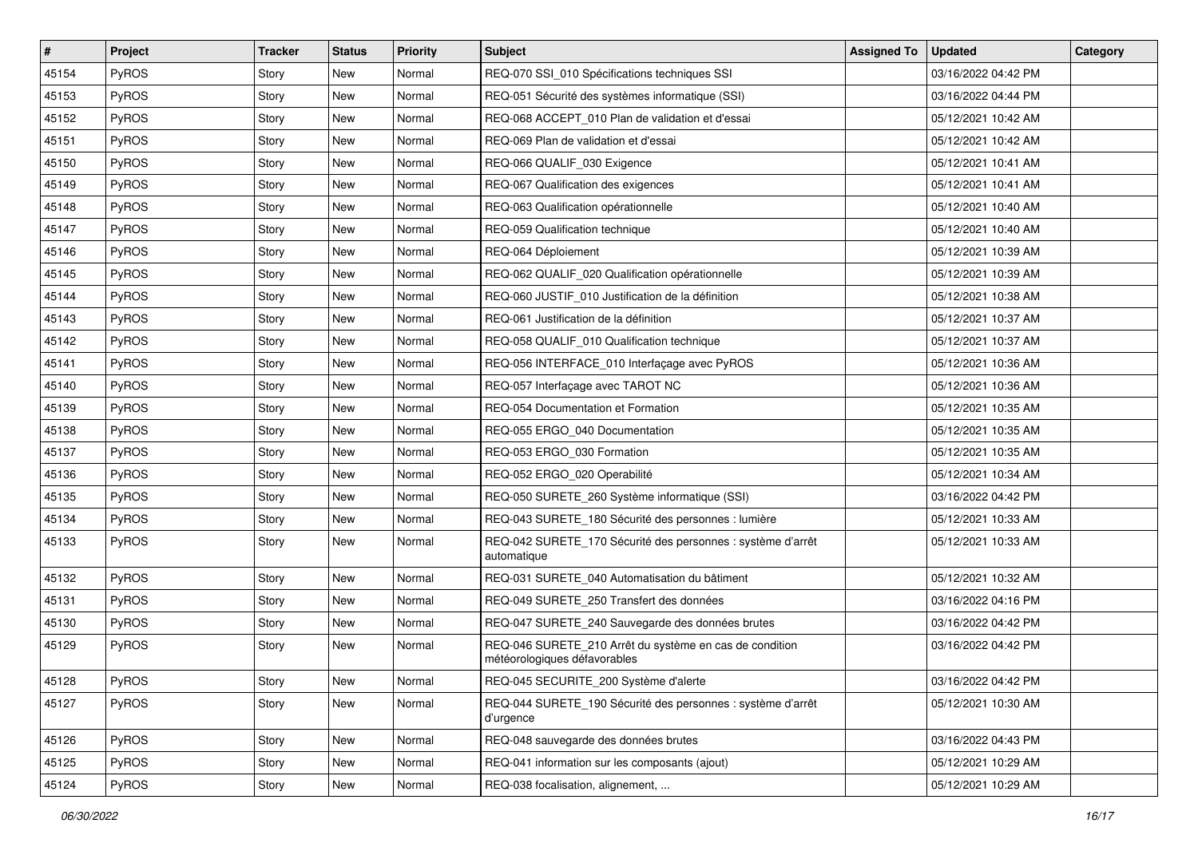| # | Project | Tracker | Status | Priority | Subject | Assigned To | Updated | Category |
|---|---|---|---|---|---|---|---|---|
| 45154 | PyROS | Story | New | Normal | REQ-070 SSI_010 Spécifications techniques SSI | | 03/16/2022 04:42 PM | |
| 45153 | PyROS | Story | New | Normal | REQ-051 Sécurité des systèmes informatique (SSI) | | 03/16/2022 04:44 PM | |
| 45152 | PyROS | Story | New | Normal | REQ-068 ACCEPT_010 Plan de validation et d'essai | | 05/12/2021 10:42 AM | |
| 45151 | PyROS | Story | New | Normal | REQ-069 Plan de validation et d'essai | | 05/12/2021 10:42 AM | |
| 45150 | PyROS | Story | New | Normal | REQ-066 QUALIF_030 Exigence | | 05/12/2021 10:41 AM | |
| 45149 | PyROS | Story | New | Normal | REQ-067 Qualification des exigences | | 05/12/2021 10:41 AM | |
| 45148 | PyROS | Story | New | Normal | REQ-063 Qualification opérationnelle | | 05/12/2021 10:40 AM | |
| 45147 | PyROS | Story | New | Normal | REQ-059 Qualification technique | | 05/12/2021 10:40 AM | |
| 45146 | PyROS | Story | New | Normal | REQ-064 Déploiement | | 05/12/2021 10:39 AM | |
| 45145 | PyROS | Story | New | Normal | REQ-062 QUALIF_020 Qualification opérationnelle | | 05/12/2021 10:39 AM | |
| 45144 | PyROS | Story | New | Normal | REQ-060 JUSTIF_010 Justification de la définition | | 05/12/2021 10:38 AM | |
| 45143 | PyROS | Story | New | Normal | REQ-061 Justification de la définition | | 05/12/2021 10:37 AM | |
| 45142 | PyROS | Story | New | Normal | REQ-058 QUALIF_010 Qualification technique | | 05/12/2021 10:37 AM | |
| 45141 | PyROS | Story | New | Normal | REQ-056 INTERFACE_010 Interfaçage avec PyROS | | 05/12/2021 10:36 AM | |
| 45140 | PyROS | Story | New | Normal | REQ-057 Interfaçage avec TAROT NC | | 05/12/2021 10:36 AM | |
| 45139 | PyROS | Story | New | Normal | REQ-054 Documentation et Formation | | 05/12/2021 10:35 AM | |
| 45138 | PyROS | Story | New | Normal | REQ-055 ERGO_040 Documentation | | 05/12/2021 10:35 AM | |
| 45137 | PyROS | Story | New | Normal | REQ-053 ERGO_030 Formation | | 05/12/2021 10:35 AM | |
| 45136 | PyROS | Story | New | Normal | REQ-052 ERGO_020 Operabilité | | 05/12/2021 10:34 AM | |
| 45135 | PyROS | Story | New | Normal | REQ-050 SURETE_260 Système informatique (SSI) | | 03/16/2022 04:42 PM | |
| 45134 | PyROS | Story | New | Normal | REQ-043 SURETE_180 Sécurité des personnes : lumière | | 05/12/2021 10:33 AM | |
| 45133 | PyROS | Story | New | Normal | REQ-042 SURETE_170 Sécurité des personnes : système d'arrêt automatique | | 05/12/2021 10:33 AM | |
| 45132 | PyROS | Story | New | Normal | REQ-031 SURETE_040 Automatisation du bâtiment | | 05/12/2021 10:32 AM | |
| 45131 | PyROS | Story | New | Normal | REQ-049 SURETE_250 Transfert des données | | 03/16/2022 04:16 PM | |
| 45130 | PyROS | Story | New | Normal | REQ-047 SURETE_240 Sauvegarde des données brutes | | 03/16/2022 04:42 PM | |
| 45129 | PyROS | Story | New | Normal | REQ-046 SURETE_210 Arrêt du système en cas de condition météorologiques défavorables | | 03/16/2022 04:42 PM | |
| 45128 | PyROS | Story | New | Normal | REQ-045 SECURITE_200 Système d'alerte | | 03/16/2022 04:42 PM | |
| 45127 | PyROS | Story | New | Normal | REQ-044 SURETE_190 Sécurité des personnes : système d'arrêt d'urgence | | 05/12/2021 10:30 AM | |
| 45126 | PyROS | Story | New | Normal | REQ-048 sauvegarde des données brutes | | 03/16/2022 04:43 PM | |
| 45125 | PyROS | Story | New | Normal | REQ-041 information sur les composants (ajout) | | 05/12/2021 10:29 AM | |
| 45124 | PyROS | Story | New | Normal | REQ-038 focalisation, alignement, ... | | 05/12/2021 10:29 AM | |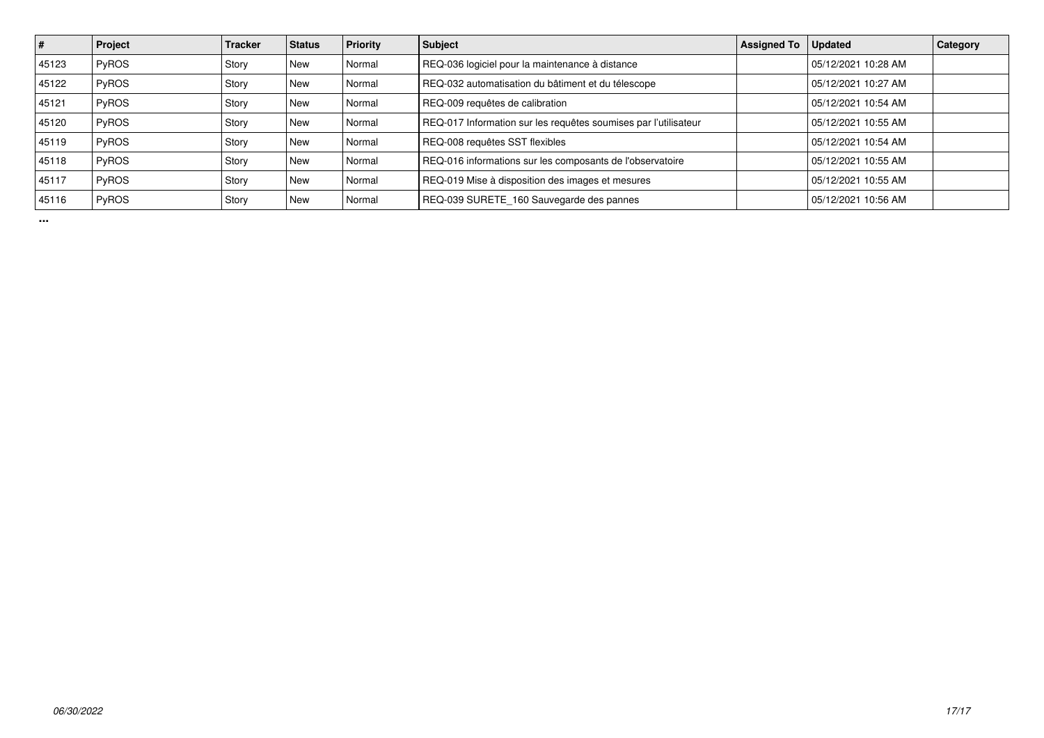| # | Project | Tracker | Status | Priority | Subject | Assigned To | Updated | Category |
|---|---|---|---|---|---|---|---|---|
| 45123 | PyROS | Story | New | Normal | REQ-036 logiciel pour la maintenance à distance | | 05/12/2021 10:28 AM | |
| 45122 | PyROS | Story | New | Normal | REQ-032 automatisation du bâtiment et du télescope | | 05/12/2021 10:27 AM | |
| 45121 | PyROS | Story | New | Normal | REQ-009 requêtes de calibration | | 05/12/2021 10:54 AM | |
| 45120 | PyROS | Story | New | Normal | REQ-017 Information sur les requêtes soumises par l'utilisateur | | 05/12/2021 10:55 AM | |
| 45119 | PyROS | Story | New | Normal | REQ-008 requêtes SST flexibles | | 05/12/2021 10:54 AM | |
| 45118 | PyROS | Story | New | Normal | REQ-016 informations sur les composants de l'observatoire | | 05/12/2021 10:55 AM | |
| 45117 | PyROS | Story | New | Normal | REQ-019 Mise à disposition des images et mesures | | 05/12/2021 10:55 AM | |
| 45116 | PyROS | Story | New | Normal | REQ-039 SURETE_160 Sauvegarde des pannes | | 05/12/2021 10:56 AM | |

...